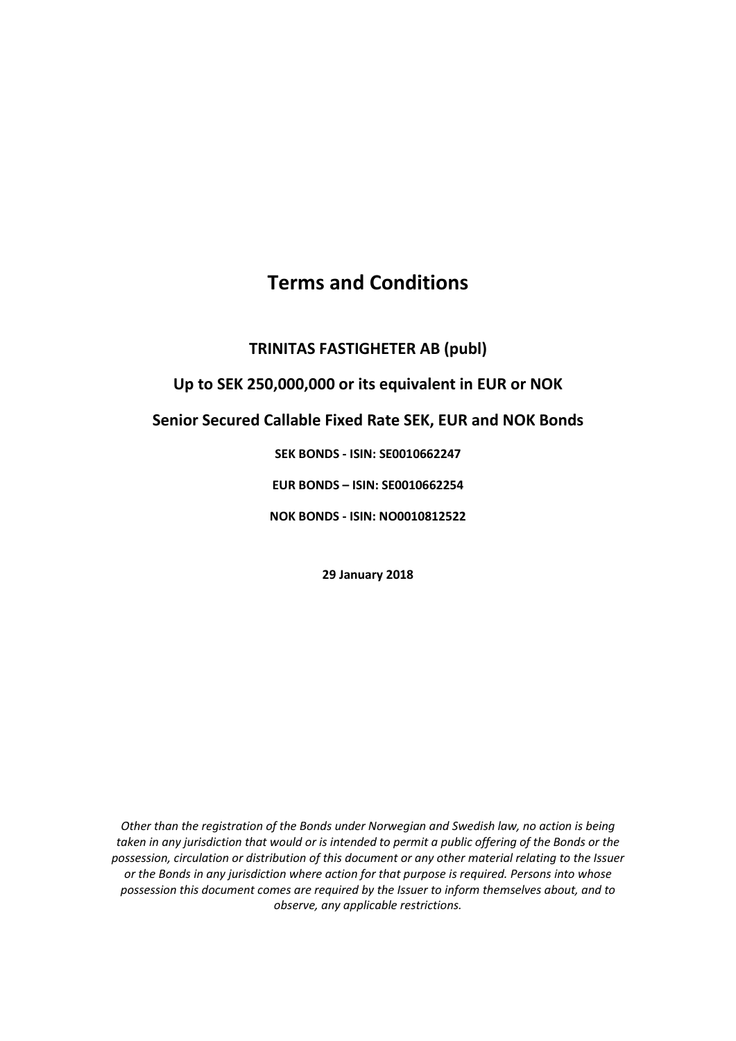# Terms and Conditions

**TRINITAS FASTIGHETER AB (publ)**

**Up to SEK 250,000,000 or its equivalent in EUR or NOK**

**Senior Secured Callable Fixed Rate SEK, EUR and NOK Bonds**

**SEK BONDS - ISIN: SE0010662247**

**EUR BONDS – ISIN: SE0010662254**

**NOK BONDS - ISIN: NO0010812522**

**29 January 2018**

*Other than the registration of the Bonds under Norwegian and Swedish law, no action is being taken in any jurisdiction that would or is intended to permit a public offering of the Bonds or the possession, circulation or distribution of this document or any other material relating to the Issuer or the Bonds in any jurisdiction where action for that purpose is required. Persons into whose possession this document comes are required by the Issuer to inform themselves about, and to observe, any applicable restrictions.*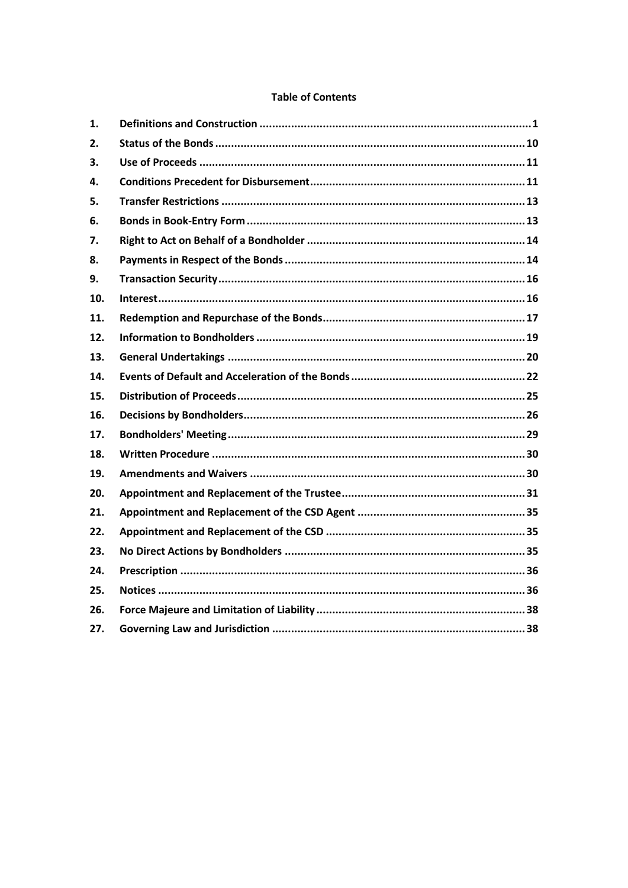**Table of Contents**

| | | |
|---|---|---|
| 1. | Definitions and Construction | 1 |
| 2. | Status of the Bonds | 10 |
| 3. | Use of Proceeds | 11 |
| 4. | Conditions Precedent for Disbursement | 11 |
| 5. | Transfer Restrictions | 13 |
| 6. | Bonds in Book-Entry Form | 13 |
| 7. | Right to Act on Behalf of a Bondholder | 14 |
| 8. | Payments in Respect of the Bonds | 14 |
| 9. | Transaction Security | 16 |
| 10. | Interest | 16 |
| 11. | Redemption and Repurchase of the Bonds | 17 |
| 12. | Information to Bondholders | 19 |
| 13. | General Undertakings | 20 |
| 14. | Events of Default and Acceleration of the Bonds | 22 |
| 15. | Distribution of Proceeds | 25 |
| 16. | Decisions by Bondholders | 26 |
| 17. | Bondholders' Meeting | 29 |
| 18. | Written Procedure | 30 |
| 19. | Amendments and Waivers | 30 |
| 20. | Appointment and Replacement of the Trustee | 31 |
| 21. | Appointment and Replacement of the CSD Agent | 35 |
| 22. | Appointment and Replacement of the CSD | 35 |
| 23. | No Direct Actions by Bondholders | 35 |
| 24. | Prescription | 36 |
| 25. | Notices | 36 |
| 26. | Force Majeure and Limitation of Liability | 38 |
| 27. | Governing Law and Jurisdiction | 38 |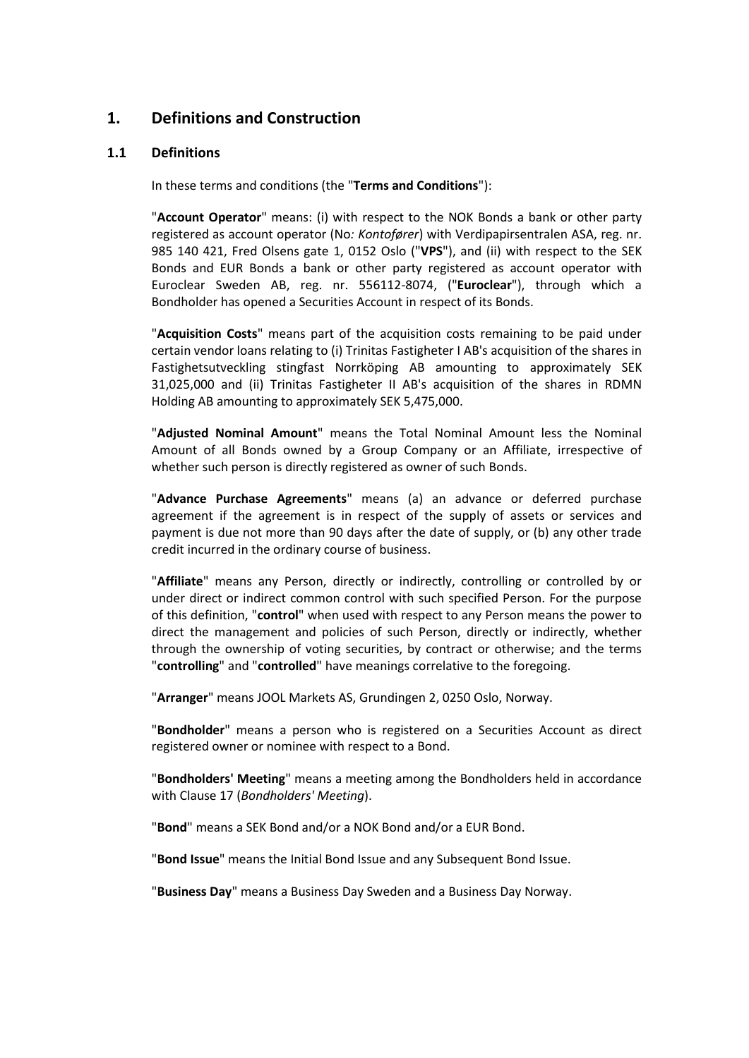# 1. Definitions and Construction

## 1.1 Definitions

In these terms and conditions (the "**Terms and Conditions**"):

"**Account Operator**" means: (i) with respect to the NOK Bonds a bank or other party registered as account operator (No*: Kontofører*) with Verdipapirsentralen ASA, reg. nr. 985 140 421, Fred Olsens gate 1, 0152 Oslo ("**VPS**"), and (ii) with respect to the SEK Bonds and EUR Bonds a bank or other party registered as account operator with Euroclear Sweden AB, reg. nr. 556112-8074, ("**Euroclear**"), through which a Bondholder has opened a Securities Account in respect of its Bonds.

"**Acquisition Costs**" means part of the acquisition costs remaining to be paid under certain vendor loans relating to (i) Trinitas Fastigheter I AB's acquisition of the shares in Fastighetsutveckling stingfast Norrköping AB amounting to approximately SEK 31,025,000 and (ii) Trinitas Fastigheter II AB's acquisition of the shares in RDMN Holding AB amounting to approximately SEK 5,475,000.

"**Adjusted Nominal Amount**" means the Total Nominal Amount less the Nominal Amount of all Bonds owned by a Group Company or an Affiliate, irrespective of whether such person is directly registered as owner of such Bonds.

"**Advance Purchase Agreements**" means (a) an advance or deferred purchase agreement if the agreement is in respect of the supply of assets or services and payment is due not more than 90 days after the date of supply, or (b) any other trade credit incurred in the ordinary course of business.

"**Affiliate**" means any Person, directly or indirectly, controlling or controlled by or under direct or indirect common control with such specified Person. For the purpose of this definition, "**control**" when used with respect to any Person means the power to direct the management and policies of such Person, directly or indirectly, whether through the ownership of voting securities, by contract or otherwise; and the terms "**controlling**" and "**controlled**" have meanings correlative to the foregoing.

"**Arranger**" means JOOL Markets AS, Grundingen 2, 0250 Oslo, Norway.

"**Bondholder**" means a person who is registered on a Securities Account as direct registered owner or nominee with respect to a Bond.

"**Bondholders' Meeting**" means a meeting among the Bondholders held in accordance with Clause 17 (*Bondholders' Meeting*).

"**Bond**" means a SEK Bond and/or a NOK Bond and/or a EUR Bond.

"**Bond Issue**" means the Initial Bond Issue and any Subsequent Bond Issue.

"**Business Day**" means a Business Day Sweden and a Business Day Norway.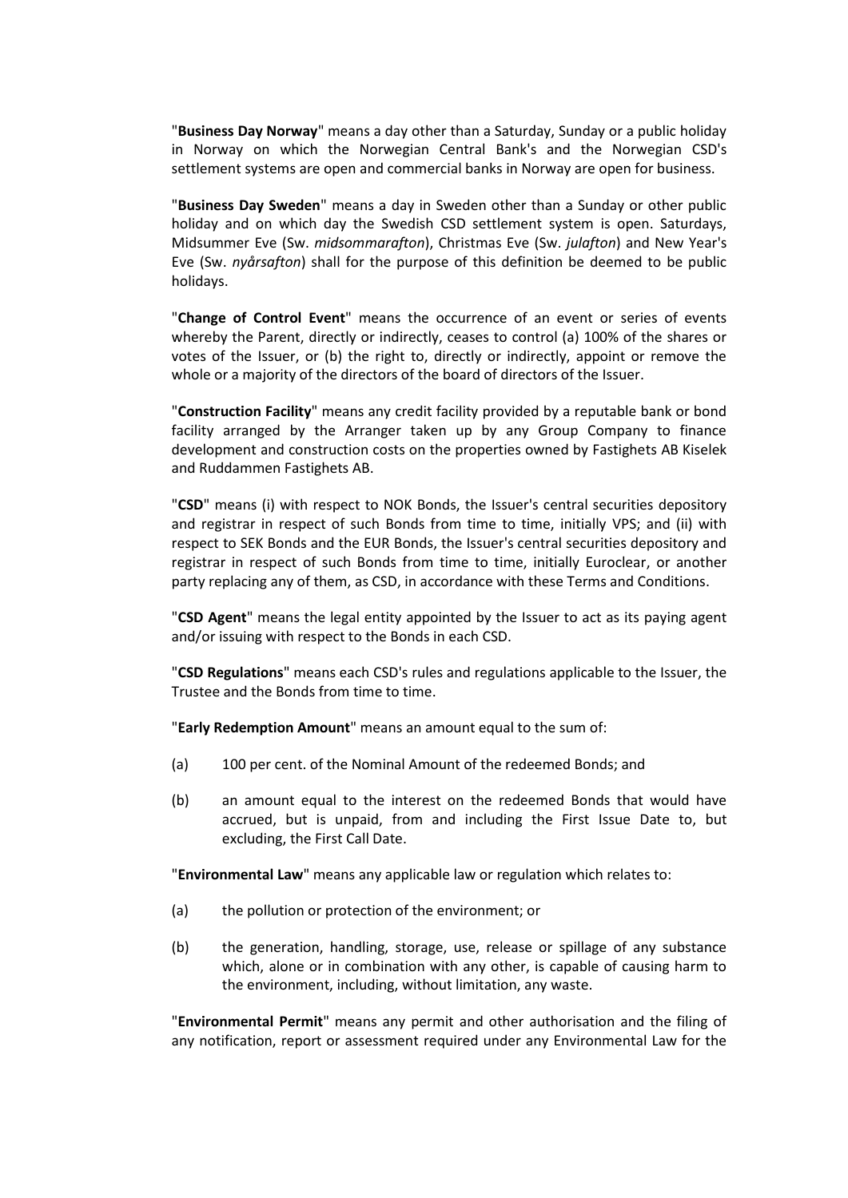"**Business Day Norway**" means a day other than a Saturday, Sunday or a public holiday in Norway on which the Norwegian Central Bank's and the Norwegian CSD's settlement systems are open and commercial banks in Norway are open for business.

"**Business Day Sweden**" means a day in Sweden other than a Sunday or other public holiday and on which day the Swedish CSD settlement system is open. Saturdays, Midsummer Eve (Sw. *midsommarafton*), Christmas Eve (Sw. *julafton*) and New Year's Eve (Sw. *nyårsafton*) shall for the purpose of this definition be deemed to be public holidays.

"**Change of Control Event**" means the occurrence of an event or series of events whereby the Parent, directly or indirectly, ceases to control (a) 100% of the shares or votes of the Issuer, or (b) the right to, directly or indirectly, appoint or remove the whole or a majority of the directors of the board of directors of the Issuer.

"**Construction Facility**" means any credit facility provided by a reputable bank or bond facility arranged by the Arranger taken up by any Group Company to finance development and construction costs on the properties owned by Fastighets AB Kiselek and Ruddammen Fastighets AB.

"**CSD**" means (i) with respect to NOK Bonds, the Issuer's central securities depository and registrar in respect of such Bonds from time to time, initially VPS; and (ii) with respect to SEK Bonds and the EUR Bonds, the Issuer's central securities depository and registrar in respect of such Bonds from time to time, initially Euroclear, or another party replacing any of them, as CSD, in accordance with these Terms and Conditions.

"**CSD Agent**" means the legal entity appointed by the Issuer to act as its paying agent and/or issuing with respect to the Bonds in each CSD.

"**CSD Regulations**" means each CSD's rules and regulations applicable to the Issuer, the Trustee and the Bonds from time to time.

"**Early Redemption Amount**" means an amount equal to the sum of:

(a) 100 per cent. of the Nominal Amount of the redeemed Bonds; and

(b) an amount equal to the interest on the redeemed Bonds that would have accrued, but is unpaid, from and including the First Issue Date to, but excluding, the First Call Date.

"**Environmental Law**" means any applicable law or regulation which relates to:

(a) the pollution or protection of the environment; or

(b) the generation, handling, storage, use, release or spillage of any substance which, alone or in combination with any other, is capable of causing harm to the environment, including, without limitation, any waste.

"**Environmental Permit**" means any permit and other authorisation and the filing of any notification, report or assessment required under any Environmental Law for the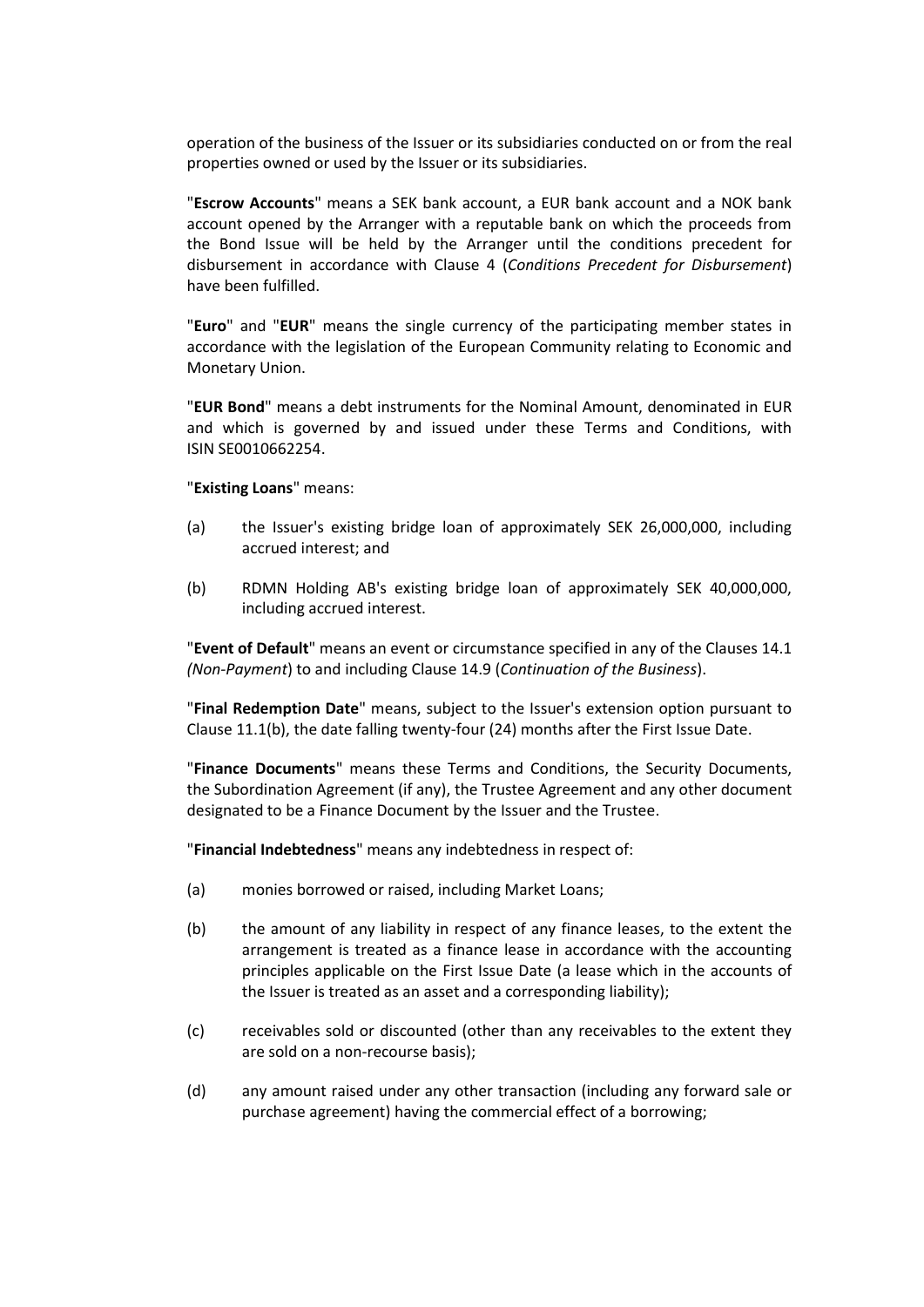operation of the business of the Issuer or its subsidiaries conducted on or from the real properties owned or used by the Issuer or its subsidiaries.

"**Escrow Accounts**" means a SEK bank account, a EUR bank account and a NOK bank account opened by the Arranger with a reputable bank on which the proceeds from the Bond Issue will be held by the Arranger until the conditions precedent for disbursement in accordance with Clause 4 (*Conditions Precedent for Disbursement*) have been fulfilled.

"**Euro**" and "**EUR**" means the single currency of the participating member states in accordance with the legislation of the European Community relating to Economic and Monetary Union.

"**EUR Bond**" means a debt instruments for the Nominal Amount, denominated in EUR and which is governed by and issued under these Terms and Conditions, with ISIN SE0010662254.

"**Existing Loans**" means:

(a) the Issuer's existing bridge loan of approximately SEK 26,000,000, including accrued interest; and

(b) RDMN Holding AB's existing bridge loan of approximately SEK 40,000,000, including accrued interest.

"**Event of Default**" means an event or circumstance specified in any of the Clauses 14.1 *(Non-Payment*) to and including Clause 14.9 (*Continuation of the Business*).

"**Final Redemption Date**" means, subject to the Issuer's extension option pursuant to Clause 11.1(b), the date falling twenty-four (24) months after the First Issue Date.

"**Finance Documents**" means these Terms and Conditions, the Security Documents, the Subordination Agreement (if any), the Trustee Agreement and any other document designated to be a Finance Document by the Issuer and the Trustee.

"**Financial Indebtedness**" means any indebtedness in respect of:

(a) monies borrowed or raised, including Market Loans;

(b) the amount of any liability in respect of any finance leases, to the extent the arrangement is treated as a finance lease in accordance with the accounting principles applicable on the First Issue Date (a lease which in the accounts of the Issuer is treated as an asset and a corresponding liability);

(c) receivables sold or discounted (other than any receivables to the extent they are sold on a non-recourse basis);

(d) any amount raised under any other transaction (including any forward sale or purchase agreement) having the commercial effect of a borrowing;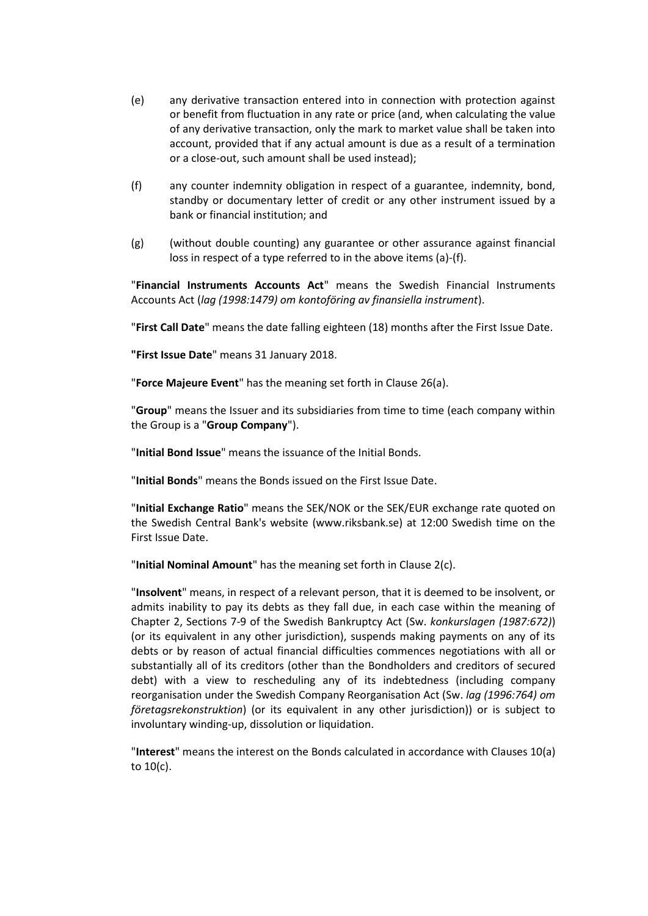(e) any derivative transaction entered into in connection with protection against or benefit from fluctuation in any rate or price (and, when calculating the value of any derivative transaction, only the mark to market value shall be taken into account, provided that if any actual amount is due as a result of a termination or a close-out, such amount shall be used instead);

(f) any counter indemnity obligation in respect of a guarantee, indemnity, bond, standby or documentary letter of credit or any other instrument issued by a bank or financial institution; and

(g) (without double counting) any guarantee or other assurance against financial loss in respect of a type referred to in the above items (a)-(f).

"**Financial Instruments Accounts Act**" means the Swedish Financial Instruments Accounts Act (*lag (1998:1479) om kontoföring av finansiella instrument*).

"**First Call Date**" means the date falling eighteen (18) months after the First Issue Date.

**"First Issue Date**" means 31 January 2018.

"**Force Majeure Event**" has the meaning set forth in Clause 26(a).

"**Group**" means the Issuer and its subsidiaries from time to time (each company within the Group is a "**Group Company**").

"**Initial Bond Issue**" means the issuance of the Initial Bonds.

"**Initial Bonds**" means the Bonds issued on the First Issue Date.

"**Initial Exchange Ratio**" means the SEK/NOK or the SEK/EUR exchange rate quoted on the Swedish Central Bank's website (www.riksbank.se) at 12:00 Swedish time on the First Issue Date.

"**Initial Nominal Amount**" has the meaning set forth in Clause 2(c).

"**Insolvent**" means, in respect of a relevant person, that it is deemed to be insolvent, or admits inability to pay its debts as they fall due, in each case within the meaning of Chapter 2, Sections 7-9 of the Swedish Bankruptcy Act (Sw. *konkurslagen (1987:672)*) (or its equivalent in any other jurisdiction), suspends making payments on any of its debts or by reason of actual financial difficulties commences negotiations with all or substantially all of its creditors (other than the Bondholders and creditors of secured debt) with a view to rescheduling any of its indebtedness (including company reorganisation under the Swedish Company Reorganisation Act (Sw. *lag (1996:764) om företagsrekonstruktion*) (or its equivalent in any other jurisdiction)) or is subject to involuntary winding-up, dissolution or liquidation.

"**Interest**" means the interest on the Bonds calculated in accordance with Clauses 10(a) to 10(c).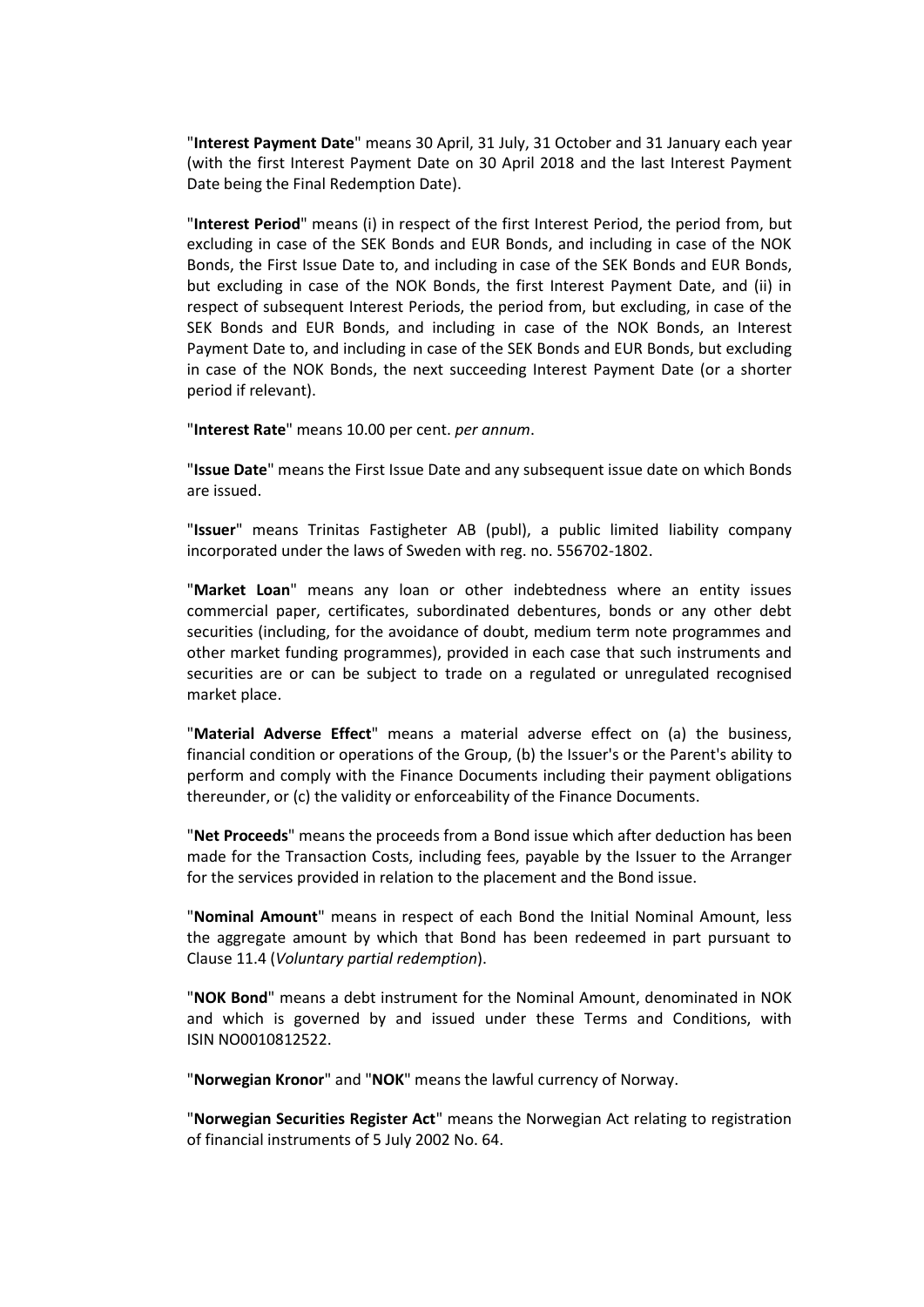"**Interest Payment Date**" means 30 April, 31 July, 31 October and 31 January each year (with the first Interest Payment Date on 30 April 2018 and the last Interest Payment Date being the Final Redemption Date).

"**Interest Period**" means (i) in respect of the first Interest Period, the period from, but excluding in case of the SEK Bonds and EUR Bonds, and including in case of the NOK Bonds, the First Issue Date to, and including in case of the SEK Bonds and EUR Bonds, but excluding in case of the NOK Bonds, the first Interest Payment Date, and (ii) in respect of subsequent Interest Periods, the period from, but excluding, in case of the SEK Bonds and EUR Bonds, and including in case of the NOK Bonds, an Interest Payment Date to, and including in case of the SEK Bonds and EUR Bonds, but excluding in case of the NOK Bonds, the next succeeding Interest Payment Date (or a shorter period if relevant).

"**Interest Rate**" means 10.00 per cent. *per annum*.

"**Issue Date**" means the First Issue Date and any subsequent issue date on which Bonds are issued.

"**Issuer**" means Trinitas Fastigheter AB (publ), a public limited liability company incorporated under the laws of Sweden with reg. no. 556702-1802.

"**Market Loan**" means any loan or other indebtedness where an entity issues commercial paper, certificates, subordinated debentures, bonds or any other debt securities (including, for the avoidance of doubt, medium term note programmes and other market funding programmes), provided in each case that such instruments and securities are or can be subject to trade on a regulated or unregulated recognised market place.

"**Material Adverse Effect**" means a material adverse effect on (a) the business, financial condition or operations of the Group, (b) the Issuer's or the Parent's ability to perform and comply with the Finance Documents including their payment obligations thereunder, or (c) the validity or enforceability of the Finance Documents.

"**Net Proceeds**" means the proceeds from a Bond issue which after deduction has been made for the Transaction Costs, including fees, payable by the Issuer to the Arranger for the services provided in relation to the placement and the Bond issue.

"**Nominal Amount**" means in respect of each Bond the Initial Nominal Amount, less the aggregate amount by which that Bond has been redeemed in part pursuant to Clause 11.4 (*Voluntary partial redemption*).

"**NOK Bond**" means a debt instrument for the Nominal Amount, denominated in NOK and which is governed by and issued under these Terms and Conditions, with ISIN NO0010812522.

"**Norwegian Kronor**" and "**NOK**" means the lawful currency of Norway.

"**Norwegian Securities Register Act**" means the Norwegian Act relating to registration of financial instruments of 5 July 2002 No. 64.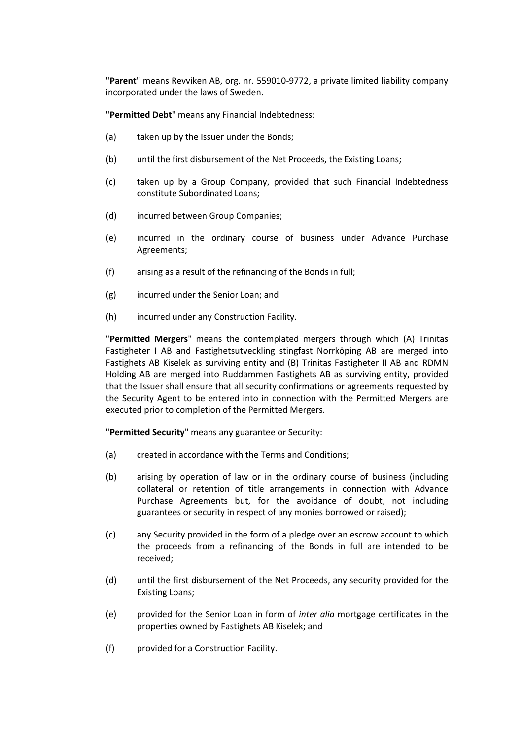"**Parent**" means Revviken AB, org. nr. 559010-9772, a private limited liability company incorporated under the laws of Sweden.

"**Permitted Debt**" means any Financial Indebtedness:

(a) taken up by the Issuer under the Bonds;

(b) until the first disbursement of the Net Proceeds, the Existing Loans;

(c) taken up by a Group Company, provided that such Financial Indebtedness constitute Subordinated Loans;

(d) incurred between Group Companies;

(e) incurred in the ordinary course of business under Advance Purchase Agreements;

(f) arising as a result of the refinancing of the Bonds in full;

(g) incurred under the Senior Loan; and

(h) incurred under any Construction Facility.

"**Permitted Mergers**" means the contemplated mergers through which (A) Trinitas Fastigheter I AB and Fastighetsutveckling stingfast Norrköping AB are merged into Fastighets AB Kiselek as surviving entity and (B) Trinitas Fastigheter II AB and RDMN Holding AB are merged into Ruddammen Fastighets AB as surviving entity, provided that the Issuer shall ensure that all security confirmations or agreements requested by the Security Agent to be entered into in connection with the Permitted Mergers are executed prior to completion of the Permitted Mergers.

"**Permitted Security**" means any guarantee or Security:

(a) created in accordance with the Terms and Conditions;

(b) arising by operation of law or in the ordinary course of business (including collateral or retention of title arrangements in connection with Advance Purchase Agreements but, for the avoidance of doubt, not including guarantees or security in respect of any monies borrowed or raised);

(c) any Security provided in the form of a pledge over an escrow account to which the proceeds from a refinancing of the Bonds in full are intended to be received;

(d) until the first disbursement of the Net Proceeds, any security provided for the Existing Loans;

(e) provided for the Senior Loan in form of *inter alia* mortgage certificates in the properties owned by Fastighets AB Kiselek; and

(f) provided for a Construction Facility.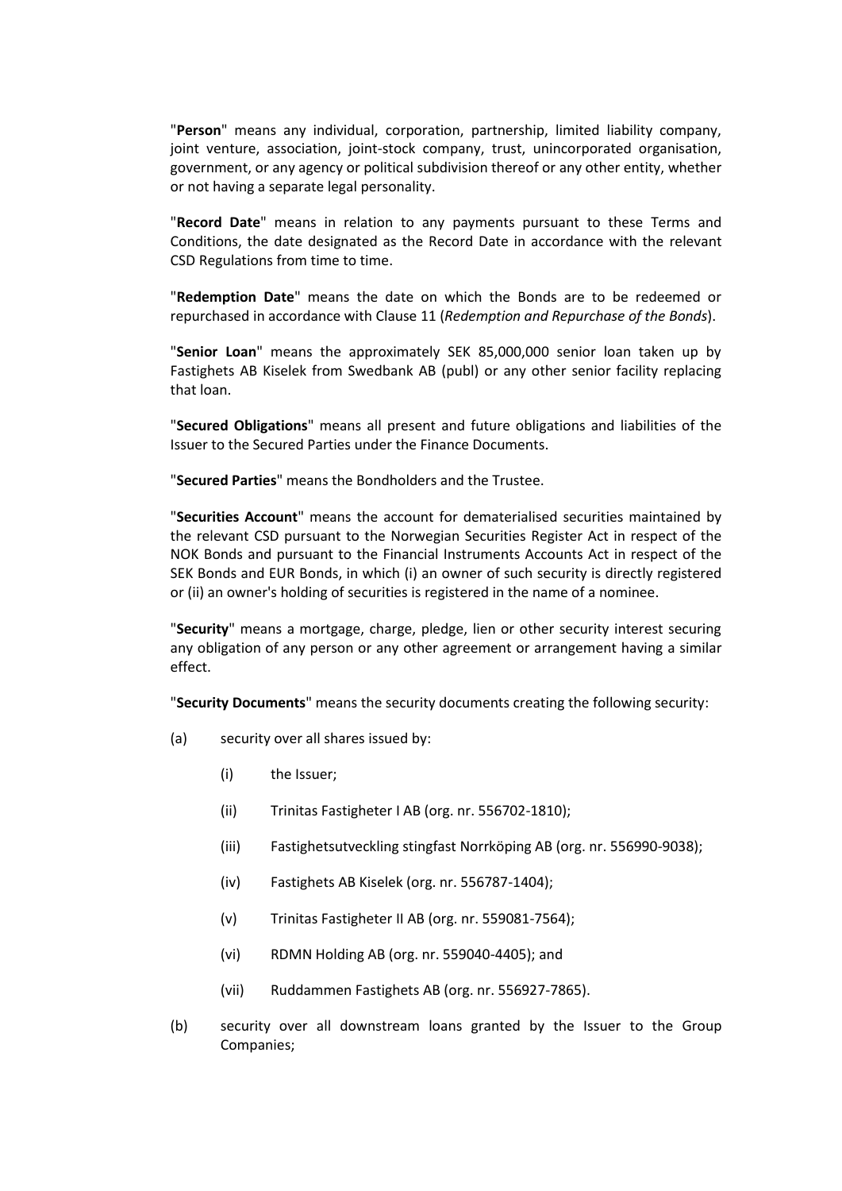"**Person**" means any individual, corporation, partnership, limited liability company, joint venture, association, joint-stock company, trust, unincorporated organisation, government, or any agency or political subdivision thereof or any other entity, whether or not having a separate legal personality.

"**Record Date**" means in relation to any payments pursuant to these Terms and Conditions, the date designated as the Record Date in accordance with the relevant CSD Regulations from time to time.

"**Redemption Date**" means the date on which the Bonds are to be redeemed or repurchased in accordance with Clause 11 (*Redemption and Repurchase of the Bonds*).

"**Senior Loan**" means the approximately SEK 85,000,000 senior loan taken up by Fastighets AB Kiselek from Swedbank AB (publ) or any other senior facility replacing that loan.

"**Secured Obligations**" means all present and future obligations and liabilities of the Issuer to the Secured Parties under the Finance Documents.

"**Secured Parties**" means the Bondholders and the Trustee.

"**Securities Account**" means the account for dematerialised securities maintained by the relevant CSD pursuant to the Norwegian Securities Register Act in respect of the NOK Bonds and pursuant to the Financial Instruments Accounts Act in respect of the SEK Bonds and EUR Bonds, in which (i) an owner of such security is directly registered or (ii) an owner's holding of securities is registered in the name of a nominee.

"**Security**" means a mortgage, charge, pledge, lien or other security interest securing any obligation of any person or any other agreement or arrangement having a similar effect.

"**Security Documents**" means the security documents creating the following security:

(a) security over all shares issued by:

  (i) the Issuer;

  (ii) Trinitas Fastigheter I AB (org. nr. 556702-1810);

  (iii) Fastighetsutveckling stingfast Norrköping AB (org. nr. 556990-9038);

  (iv) Fastighets AB Kiselek (org. nr. 556787-1404);

  (v) Trinitas Fastigheter II AB (org. nr. 559081-7564);

  (vi) RDMN Holding AB (org. nr. 559040-4405); and

  (vii) Ruddammen Fastighets AB (org. nr. 556927-7865).

(b) security over all downstream loans granted by the Issuer to the Group Companies;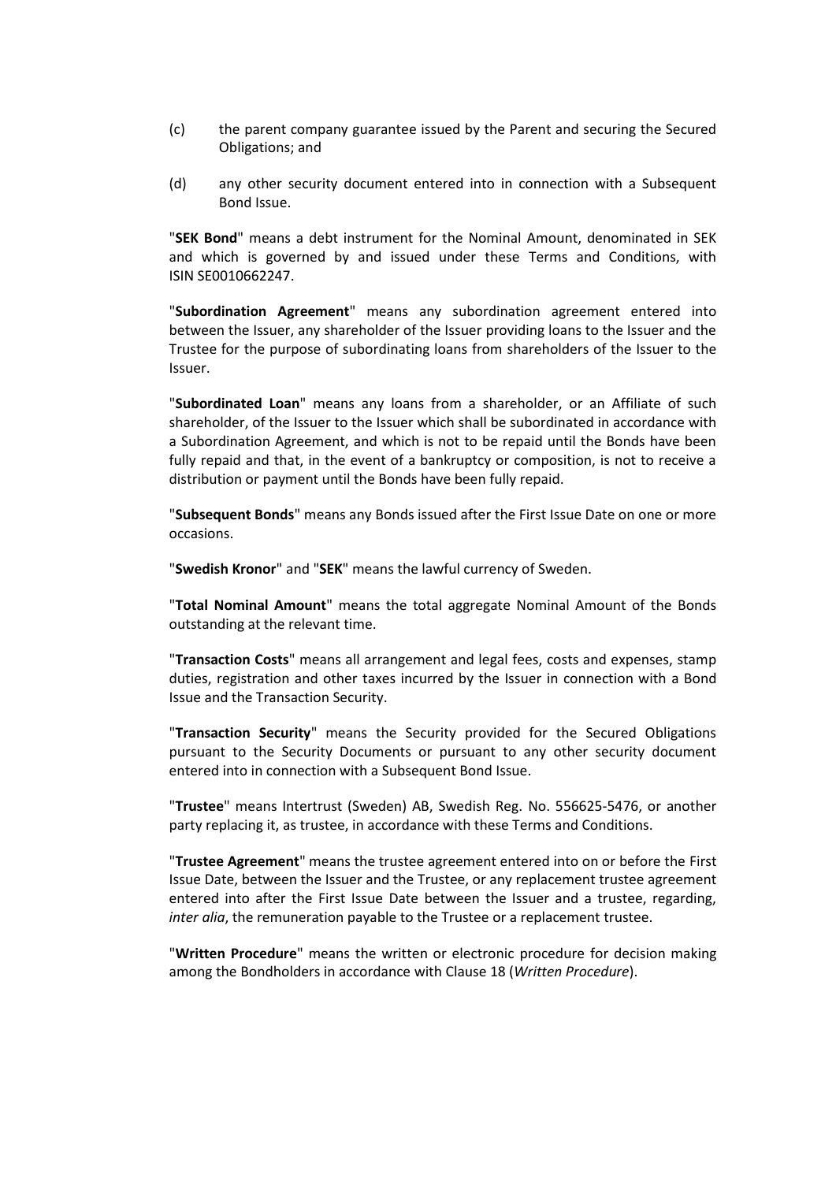(c) the parent company guarantee issued by the Parent and securing the Secured Obligations; and

(d) any other security document entered into in connection with a Subsequent Bond Issue.

"**SEK Bond**" means a debt instrument for the Nominal Amount, denominated in SEK and which is governed by and issued under these Terms and Conditions, with ISIN SE0010662247.

"**Subordination Agreement**" means any subordination agreement entered into between the Issuer, any shareholder of the Issuer providing loans to the Issuer and the Trustee for the purpose of subordinating loans from shareholders of the Issuer to the Issuer.

"**Subordinated Loan**" means any loans from a shareholder, or an Affiliate of such shareholder, of the Issuer to the Issuer which shall be subordinated in accordance with a Subordination Agreement, and which is not to be repaid until the Bonds have been fully repaid and that, in the event of a bankruptcy or composition, is not to receive a distribution or payment until the Bonds have been fully repaid.

"**Subsequent Bonds**" means any Bonds issued after the First Issue Date on one or more occasions.

"**Swedish Kronor**" and "**SEK**" means the lawful currency of Sweden.

"**Total Nominal Amount**" means the total aggregate Nominal Amount of the Bonds outstanding at the relevant time.

"**Transaction Costs**" means all arrangement and legal fees, costs and expenses, stamp duties, registration and other taxes incurred by the Issuer in connection with a Bond Issue and the Transaction Security.

"**Transaction Security**" means the Security provided for the Secured Obligations pursuant to the Security Documents or pursuant to any other security document entered into in connection with a Subsequent Bond Issue.

"**Trustee**" means Intertrust (Sweden) AB, Swedish Reg. No. 556625-5476, or another party replacing it, as trustee, in accordance with these Terms and Conditions.

"**Trustee Agreement**" means the trustee agreement entered into on or before the First Issue Date, between the Issuer and the Trustee, or any replacement trustee agreement entered into after the First Issue Date between the Issuer and a trustee, regarding, *inter alia*, the remuneration payable to the Trustee or a replacement trustee.

"**Written Procedure**" means the written or electronic procedure for decision making among the Bondholders in accordance with Clause 18 (*Written Procedure*).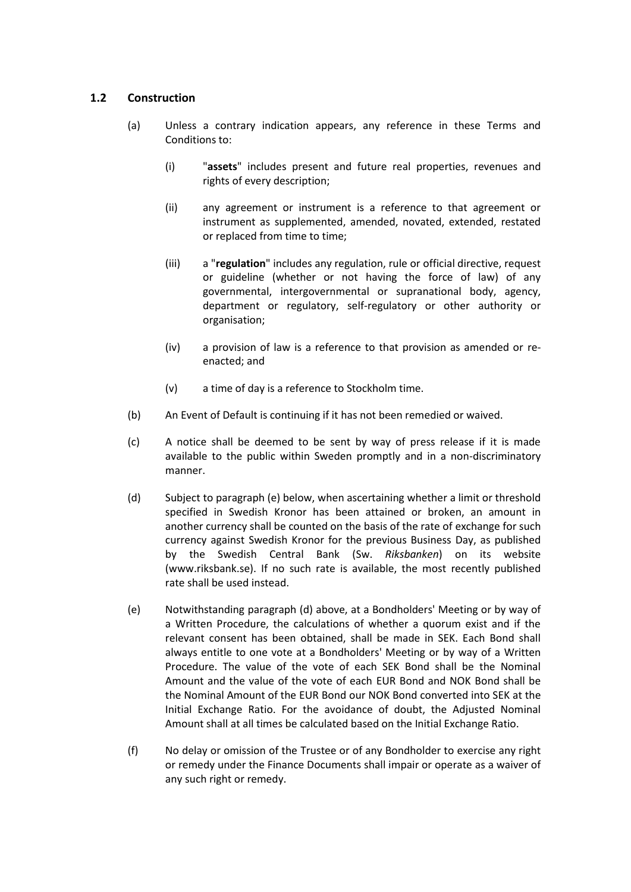### 1.2 Construction

(a) Unless a contrary indication appears, any reference in these Terms and Conditions to:

  (i) "**assets**" includes present and future real properties, revenues and rights of every description;

  (ii) any agreement or instrument is a reference to that agreement or instrument as supplemented, amended, novated, extended, restated or replaced from time to time;

  (iii) a "**regulation**" includes any regulation, rule or official directive, request or guideline (whether or not having the force of law) of any governmental, intergovernmental or supranational body, agency, department or regulatory, self-regulatory or other authority or organisation;

  (iv) a provision of law is a reference to that provision as amended or re-enacted; and

  (v) a time of day is a reference to Stockholm time.

(b) An Event of Default is continuing if it has not been remedied or waived.

(c) A notice shall be deemed to be sent by way of press release if it is made available to the public within Sweden promptly and in a non-discriminatory manner.

(d) Subject to paragraph (e) below, when ascertaining whether a limit or threshold specified in Swedish Kronor has been attained or broken, an amount in another currency shall be counted on the basis of the rate of exchange for such currency against Swedish Kronor for the previous Business Day, as published by the Swedish Central Bank (Sw. *Riksbanken*) on its website (www.riksbank.se). If no such rate is available, the most recently published rate shall be used instead.

(e) Notwithstanding paragraph (d) above, at a Bondholders' Meeting or by way of a Written Procedure, the calculations of whether a quorum exist and if the relevant consent has been obtained, shall be made in SEK. Each Bond shall always entitle to one vote at a Bondholders' Meeting or by way of a Written Procedure. The value of the vote of each SEK Bond shall be the Nominal Amount and the value of the vote of each EUR Bond and NOK Bond shall be the Nominal Amount of the EUR Bond our NOK Bond converted into SEK at the Initial Exchange Ratio. For the avoidance of doubt, the Adjusted Nominal Amount shall at all times be calculated based on the Initial Exchange Ratio.

(f) No delay or omission of the Trustee or of any Bondholder to exercise any right or remedy under the Finance Documents shall impair or operate as a waiver of any such right or remedy.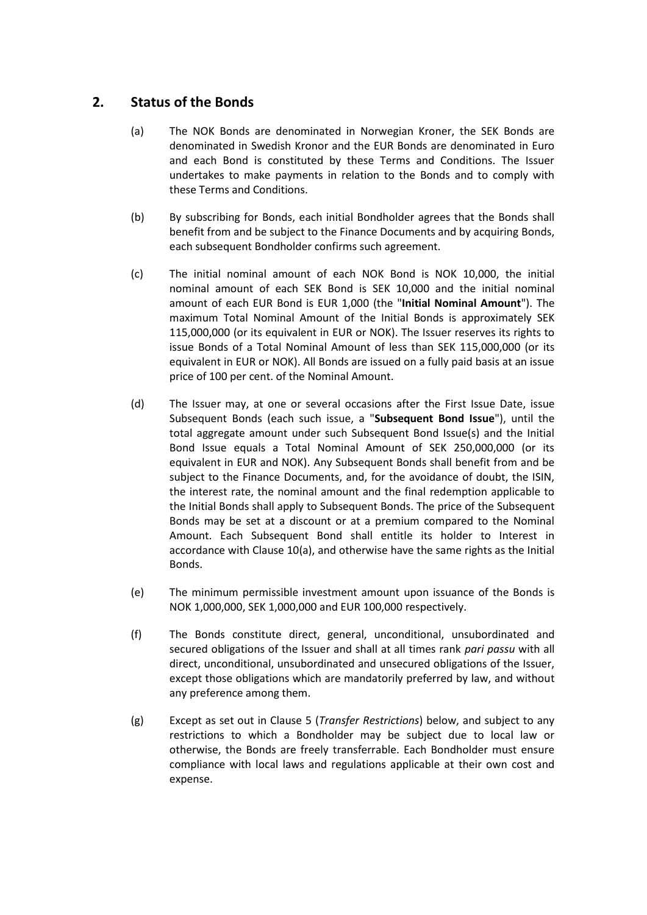## 2. Status of the Bonds

(a) The NOK Bonds are denominated in Norwegian Kroner, the SEK Bonds are denominated in Swedish Kronor and the EUR Bonds are denominated in Euro and each Bond is constituted by these Terms and Conditions. The Issuer undertakes to make payments in relation to the Bonds and to comply with these Terms and Conditions.

(b) By subscribing for Bonds, each initial Bondholder agrees that the Bonds shall benefit from and be subject to the Finance Documents and by acquiring Bonds, each subsequent Bondholder confirms such agreement.

(c) The initial nominal amount of each NOK Bond is NOK 10,000, the initial nominal amount of each SEK Bond is SEK 10,000 and the initial nominal amount of each EUR Bond is EUR 1,000 (the "**Initial Nominal Amount**"). The maximum Total Nominal Amount of the Initial Bonds is approximately SEK 115,000,000 (or its equivalent in EUR or NOK). The Issuer reserves its rights to issue Bonds of a Total Nominal Amount of less than SEK 115,000,000 (or its equivalent in EUR or NOK). All Bonds are issued on a fully paid basis at an issue price of 100 per cent. of the Nominal Amount.

(d) The Issuer may, at one or several occasions after the First Issue Date, issue Subsequent Bonds (each such issue, a "**Subsequent Bond Issue**"), until the total aggregate amount under such Subsequent Bond Issue(s) and the Initial Bond Issue equals a Total Nominal Amount of SEK 250,000,000 (or its equivalent in EUR and NOK). Any Subsequent Bonds shall benefit from and be subject to the Finance Documents, and, for the avoidance of doubt, the ISIN, the interest rate, the nominal amount and the final redemption applicable to the Initial Bonds shall apply to Subsequent Bonds. The price of the Subsequent Bonds may be set at a discount or at a premium compared to the Nominal Amount. Each Subsequent Bond shall entitle its holder to Interest in accordance with Clause 10(a), and otherwise have the same rights as the Initial Bonds.

(e) The minimum permissible investment amount upon issuance of the Bonds is NOK 1,000,000, SEK 1,000,000 and EUR 100,000 respectively.

(f) The Bonds constitute direct, general, unconditional, unsubordinated and secured obligations of the Issuer and shall at all times rank *pari passu* with all direct, unconditional, unsubordinated and unsecured obligations of the Issuer, except those obligations which are mandatorily preferred by law, and without any preference among them.

(g) Except as set out in Clause 5 (*Transfer Restrictions*) below, and subject to any restrictions to which a Bondholder may be subject due to local law or otherwise, the Bonds are freely transferrable. Each Bondholder must ensure compliance with local laws and regulations applicable at their own cost and expense.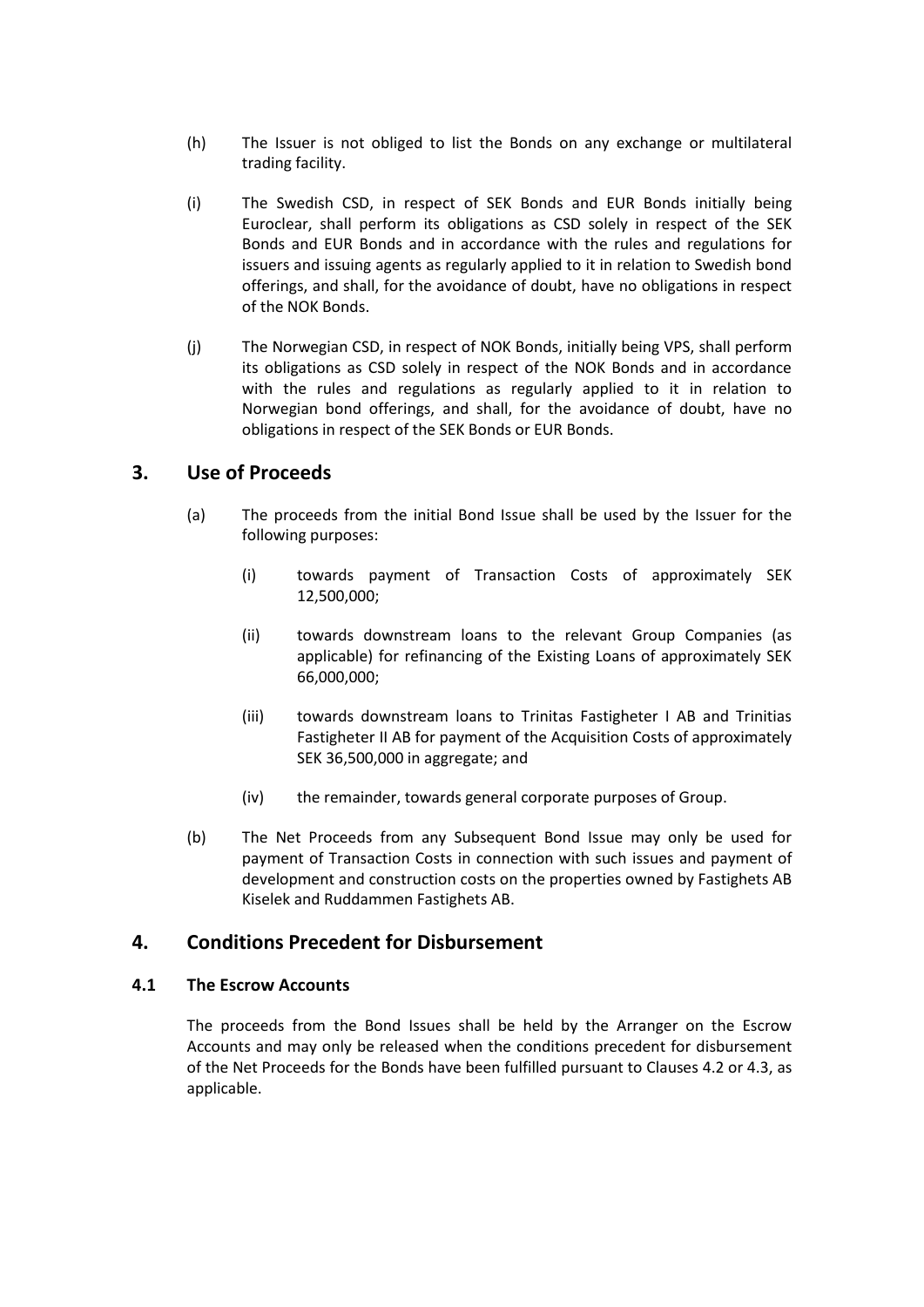(h) The Issuer is not obliged to list the Bonds on any exchange or multilateral trading facility.

(i) The Swedish CSD, in respect of SEK Bonds and EUR Bonds initially being Euroclear, shall perform its obligations as CSD solely in respect of the SEK Bonds and EUR Bonds and in accordance with the rules and regulations for issuers and issuing agents as regularly applied to it in relation to Swedish bond offerings, and shall, for the avoidance of doubt, have no obligations in respect of the NOK Bonds.

(j) The Norwegian CSD, in respect of NOK Bonds, initially being VPS, shall perform its obligations as CSD solely in respect of the NOK Bonds and in accordance with the rules and regulations as regularly applied to it in relation to Norwegian bond offerings, and shall, for the avoidance of doubt, have no obligations in respect of the SEK Bonds or EUR Bonds.

## 3. Use of Proceeds

(a) The proceeds from the initial Bond Issue shall be used by the Issuer for the following purposes:

(i) towards payment of Transaction Costs of approximately SEK 12,500,000;

(ii) towards downstream loans to the relevant Group Companies (as applicable) for refinancing of the Existing Loans of approximately SEK 66,000,000;

(iii) towards downstream loans to Trinitas Fastigheter I AB and Trinitias Fastigheter II AB for payment of the Acquisition Costs of approximately SEK 36,500,000 in aggregate; and

(iv) the remainder, towards general corporate purposes of Group.

(b) The Net Proceeds from any Subsequent Bond Issue may only be used for payment of Transaction Costs in connection with such issues and payment of development and construction costs on the properties owned by Fastighets AB Kiselek and Ruddammen Fastighets AB.

## 4. Conditions Precedent for Disbursement

### 4.1 The Escrow Accounts

The proceeds from the Bond Issues shall be held by the Arranger on the Escrow Accounts and may only be released when the conditions precedent for disbursement of the Net Proceeds for the Bonds have been fulfilled pursuant to Clauses 4.2 or 4.3, as applicable.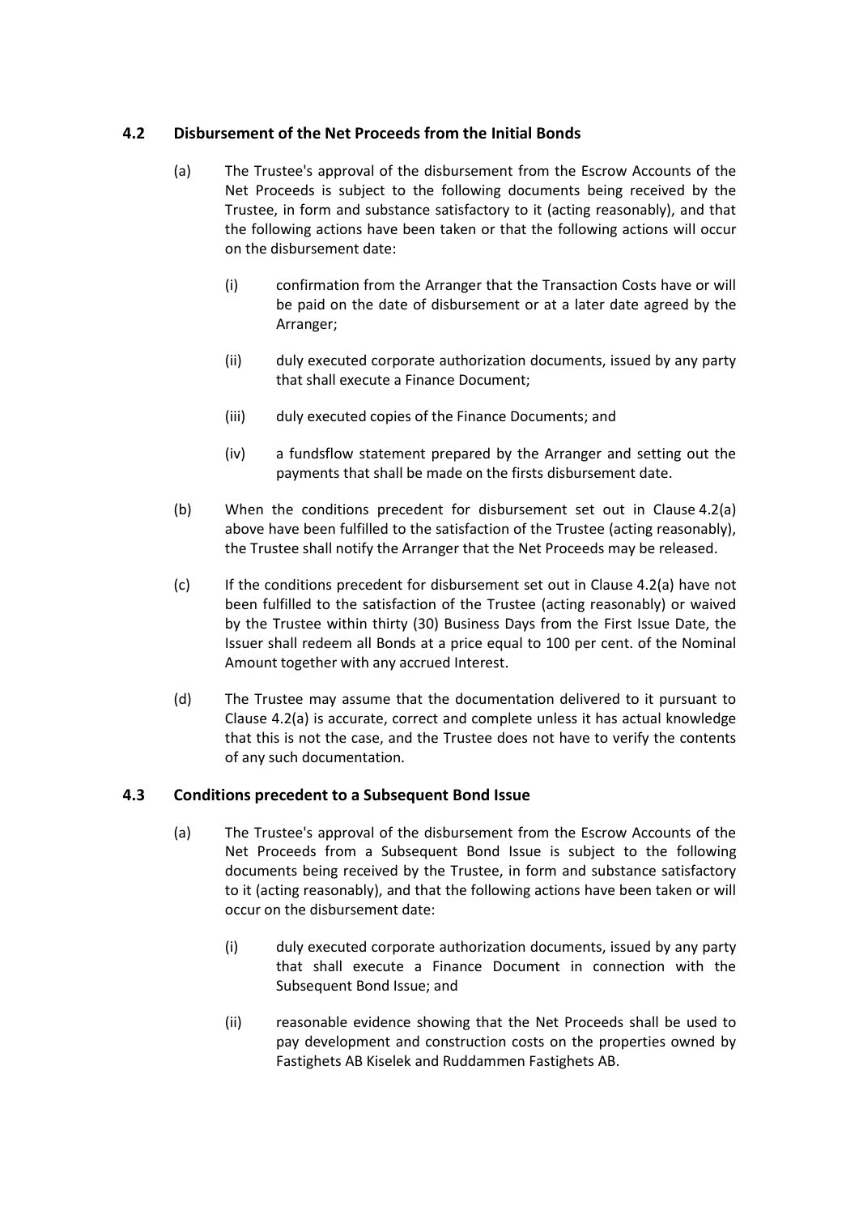### 4.2 Disbursement of the Net Proceeds from the Initial Bonds

(a) The Trustee's approval of the disbursement from the Escrow Accounts of the Net Proceeds is subject to the following documents being received by the Trustee, in form and substance satisfactory to it (acting reasonably), and that the following actions have been taken or that the following actions will occur on the disbursement date:

(i) confirmation from the Arranger that the Transaction Costs have or will be paid on the date of disbursement or at a later date agreed by the Arranger;

(ii) duly executed corporate authorization documents, issued by any party that shall execute a Finance Document;

(iii) duly executed copies of the Finance Documents; and

(iv) a fundsflow statement prepared by the Arranger and setting out the payments that shall be made on the firsts disbursement date.

(b) When the conditions precedent for disbursement set out in Clause 4.2(a) above have been fulfilled to the satisfaction of the Trustee (acting reasonably), the Trustee shall notify the Arranger that the Net Proceeds may be released.

(c) If the conditions precedent for disbursement set out in Clause 4.2(a) have not been fulfilled to the satisfaction of the Trustee (acting reasonably) or waived by the Trustee within thirty (30) Business Days from the First Issue Date, the Issuer shall redeem all Bonds at a price equal to 100 per cent. of the Nominal Amount together with any accrued Interest.

(d) The Trustee may assume that the documentation delivered to it pursuant to Clause 4.2(a) is accurate, correct and complete unless it has actual knowledge that this is not the case, and the Trustee does not have to verify the contents of any such documentation.

### 4.3 Conditions precedent to a Subsequent Bond Issue

(a) The Trustee's approval of the disbursement from the Escrow Accounts of the Net Proceeds from a Subsequent Bond Issue is subject to the following documents being received by the Trustee, in form and substance satisfactory to it (acting reasonably), and that the following actions have been taken or will occur on the disbursement date:

(i) duly executed corporate authorization documents, issued by any party that shall execute a Finance Document in connection with the Subsequent Bond Issue; and

(ii) reasonable evidence showing that the Net Proceeds shall be used to pay development and construction costs on the properties owned by Fastighets AB Kiselek and Ruddammen Fastighets AB.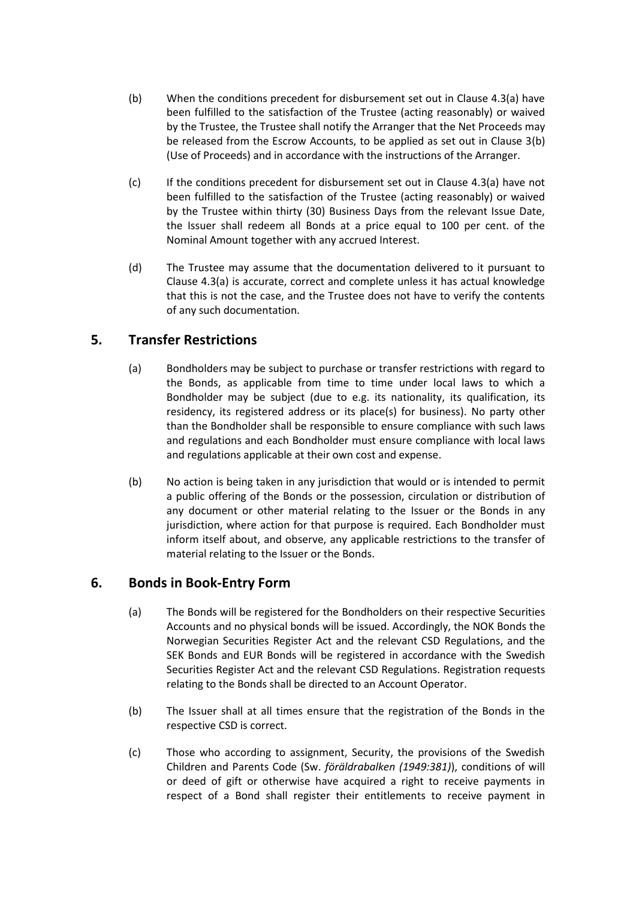(b) When the conditions precedent for disbursement set out in Clause 4.3(a) have been fulfilled to the satisfaction of the Trustee (acting reasonably) or waived by the Trustee, the Trustee shall notify the Arranger that the Net Proceeds may be released from the Escrow Accounts, to be applied as set out in Clause 3(b) (Use of Proceeds) and in accordance with the instructions of the Arranger.

(c) If the conditions precedent for disbursement set out in Clause 4.3(a) have not been fulfilled to the satisfaction of the Trustee (acting reasonably) or waived by the Trustee within thirty (30) Business Days from the relevant Issue Date, the Issuer shall redeem all Bonds at a price equal to 100 per cent. of the Nominal Amount together with any accrued Interest.

(d) The Trustee may assume that the documentation delivered to it pursuant to Clause 4.3(a) is accurate, correct and complete unless it has actual knowledge that this is not the case, and the Trustee does not have to verify the contents of any such documentation.

## 5. Transfer Restrictions

(a) Bondholders may be subject to purchase or transfer restrictions with regard to the Bonds, as applicable from time to time under local laws to which a Bondholder may be subject (due to e.g. its nationality, its qualification, its residency, its registered address or its place(s) for business). No party other than the Bondholder shall be responsible to ensure compliance with such laws and regulations and each Bondholder must ensure compliance with local laws and regulations applicable at their own cost and expense.

(b) No action is being taken in any jurisdiction that would or is intended to permit a public offering of the Bonds or the possession, circulation or distribution of any document or other material relating to the Issuer or the Bonds in any jurisdiction, where action for that purpose is required. Each Bondholder must inform itself about, and observe, any applicable restrictions to the transfer of material relating to the Issuer or the Bonds.

## 6. Bonds in Book-Entry Form

(a) The Bonds will be registered for the Bondholders on their respective Securities Accounts and no physical bonds will be issued. Accordingly, the NOK Bonds the Norwegian Securities Register Act and the relevant CSD Regulations, and the SEK Bonds and EUR Bonds will be registered in accordance with the Swedish Securities Register Act and the relevant CSD Regulations. Registration requests relating to the Bonds shall be directed to an Account Operator.

(b) The Issuer shall at all times ensure that the registration of the Bonds in the respective CSD is correct.

(c) Those who according to assignment, Security, the provisions of the Swedish Children and Parents Code (Sw. *föräldrabalken (1949:381)*), conditions of will or deed of gift or otherwise have acquired a right to receive payments in respect of a Bond shall register their entitlements to receive payment in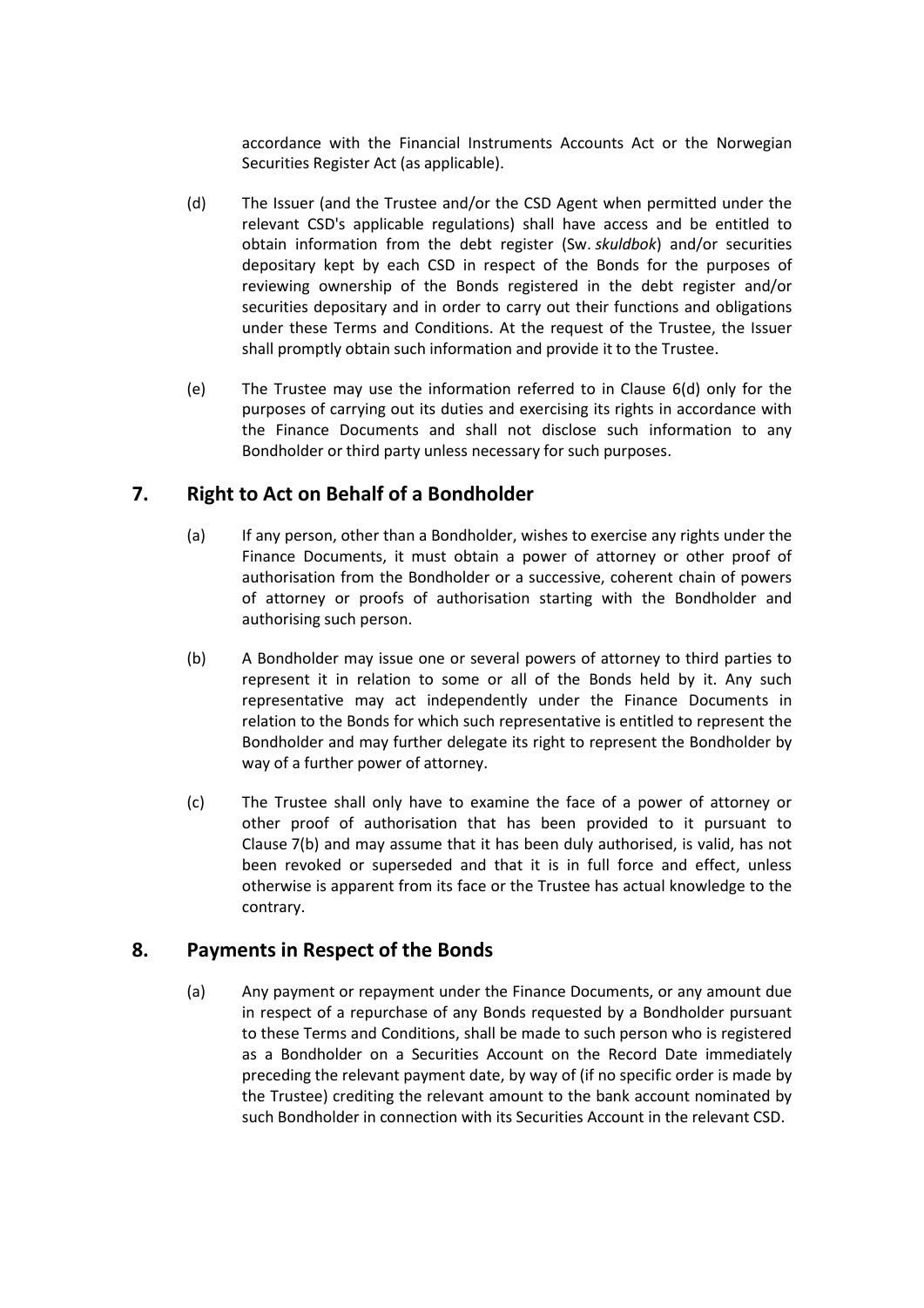accordance with the Financial Instruments Accounts Act or the Norwegian Securities Register Act (as applicable).

(d) The Issuer (and the Trustee and/or the CSD Agent when permitted under the relevant CSD's applicable regulations) shall have access and be entitled to obtain information from the debt register (Sw. *skuldbok*) and/or securities depositary kept by each CSD in respect of the Bonds for the purposes of reviewing ownership of the Bonds registered in the debt register and/or securities depositary and in order to carry out their functions and obligations under these Terms and Conditions. At the request of the Trustee, the Issuer shall promptly obtain such information and provide it to the Trustee.

(e) The Trustee may use the information referred to in Clause 6(d) only for the purposes of carrying out its duties and exercising its rights in accordance with the Finance Documents and shall not disclose such information to any Bondholder or third party unless necessary for such purposes.

## 7. Right to Act on Behalf of a Bondholder

(a) If any person, other than a Bondholder, wishes to exercise any rights under the Finance Documents, it must obtain a power of attorney or other proof of authorisation from the Bondholder or a successive, coherent chain of powers of attorney or proofs of authorisation starting with the Bondholder and authorising such person.

(b) A Bondholder may issue one or several powers of attorney to third parties to represent it in relation to some or all of the Bonds held by it. Any such representative may act independently under the Finance Documents in relation to the Bonds for which such representative is entitled to represent the Bondholder and may further delegate its right to represent the Bondholder by way of a further power of attorney.

(c) The Trustee shall only have to examine the face of a power of attorney or other proof of authorisation that has been provided to it pursuant to Clause 7(b) and may assume that it has been duly authorised, is valid, has not been revoked or superseded and that it is in full force and effect, unless otherwise is apparent from its face or the Trustee has actual knowledge to the contrary.

## 8. Payments in Respect of the Bonds

(a) Any payment or repayment under the Finance Documents, or any amount due in respect of a repurchase of any Bonds requested by a Bondholder pursuant to these Terms and Conditions, shall be made to such person who is registered as a Bondholder on a Securities Account on the Record Date immediately preceding the relevant payment date, by way of (if no specific order is made by the Trustee) crediting the relevant amount to the bank account nominated by such Bondholder in connection with its Securities Account in the relevant CSD.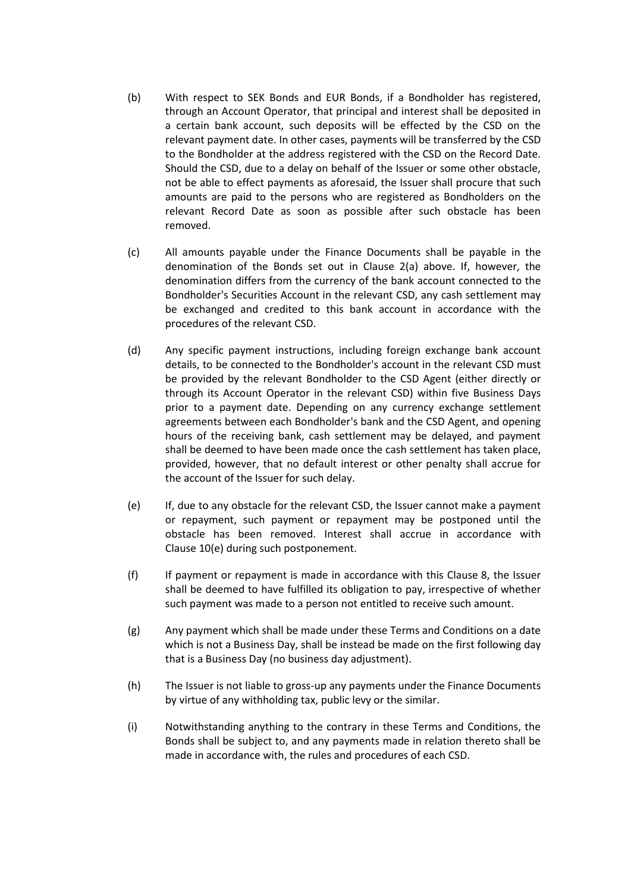(b) With respect to SEK Bonds and EUR Bonds, if a Bondholder has registered, through an Account Operator, that principal and interest shall be deposited in a certain bank account, such deposits will be effected by the CSD on the relevant payment date. In other cases, payments will be transferred by the CSD to the Bondholder at the address registered with the CSD on the Record Date. Should the CSD, due to a delay on behalf of the Issuer or some other obstacle, not be able to effect payments as aforesaid, the Issuer shall procure that such amounts are paid to the persons who are registered as Bondholders on the relevant Record Date as soon as possible after such obstacle has been removed.

(c) All amounts payable under the Finance Documents shall be payable in the denomination of the Bonds set out in Clause 2(a) above. If, however, the denomination differs from the currency of the bank account connected to the Bondholder's Securities Account in the relevant CSD, any cash settlement may be exchanged and credited to this bank account in accordance with the procedures of the relevant CSD.

(d) Any specific payment instructions, including foreign exchange bank account details, to be connected to the Bondholder's account in the relevant CSD must be provided by the relevant Bondholder to the CSD Agent (either directly or through its Account Operator in the relevant CSD) within five Business Days prior to a payment date. Depending on any currency exchange settlement agreements between each Bondholder's bank and the CSD Agent, and opening hours of the receiving bank, cash settlement may be delayed, and payment shall be deemed to have been made once the cash settlement has taken place, provided, however, that no default interest or other penalty shall accrue for the account of the Issuer for such delay.

(e) If, due to any obstacle for the relevant CSD, the Issuer cannot make a payment or repayment, such payment or repayment may be postponed until the obstacle has been removed. Interest shall accrue in accordance with Clause 10(e) during such postponement.

(f) If payment or repayment is made in accordance with this Clause 8, the Issuer shall be deemed to have fulfilled its obligation to pay, irrespective of whether such payment was made to a person not entitled to receive such amount.

(g) Any payment which shall be made under these Terms and Conditions on a date which is not a Business Day, shall be instead be made on the first following day that is a Business Day (no business day adjustment).

(h) The Issuer is not liable to gross-up any payments under the Finance Documents by virtue of any withholding tax, public levy or the similar.

(i) Notwithstanding anything to the contrary in these Terms and Conditions, the Bonds shall be subject to, and any payments made in relation thereto shall be made in accordance with, the rules and procedures of each CSD.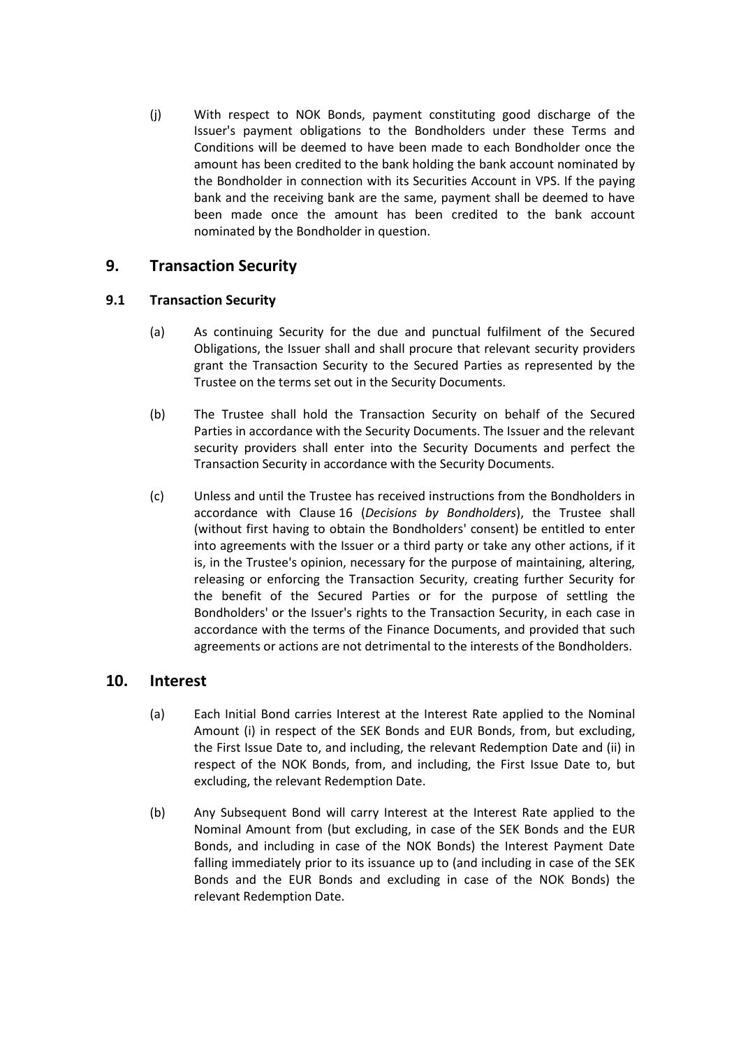(j) With respect to NOK Bonds, payment constituting good discharge of the Issuer's payment obligations to the Bondholders under these Terms and Conditions will be deemed to have been made to each Bondholder once the amount has been credited to the bank holding the bank account nominated by the Bondholder in connection with its Securities Account in VPS. If the paying bank and the receiving bank are the same, payment shall be deemed to have been made once the amount has been credited to the bank account nominated by the Bondholder in question.

## 9. Transaction Security

### 9.1 Transaction Security

(a) As continuing Security for the due and punctual fulfilment of the Secured Obligations, the Issuer shall and shall procure that relevant security providers grant the Transaction Security to the Secured Parties as represented by the Trustee on the terms set out in the Security Documents.

(b) The Trustee shall hold the Transaction Security on behalf of the Secured Parties in accordance with the Security Documents. The Issuer and the relevant security providers shall enter into the Security Documents and perfect the Transaction Security in accordance with the Security Documents.

(c) Unless and until the Trustee has received instructions from the Bondholders in accordance with Clause 16 (*Decisions by Bondholders*), the Trustee shall (without first having to obtain the Bondholders' consent) be entitled to enter into agreements with the Issuer or a third party or take any other actions, if it is, in the Trustee's opinion, necessary for the purpose of maintaining, altering, releasing or enforcing the Transaction Security, creating further Security for the benefit of the Secured Parties or for the purpose of settling the Bondholders' or the Issuer's rights to the Transaction Security, in each case in accordance with the terms of the Finance Documents, and provided that such agreements or actions are not detrimental to the interests of the Bondholders.

## 10. Interest

(a) Each Initial Bond carries Interest at the Interest Rate applied to the Nominal Amount (i) in respect of the SEK Bonds and EUR Bonds, from, but excluding, the First Issue Date to, and including, the relevant Redemption Date and (ii) in respect of the NOK Bonds, from, and including, the First Issue Date to, but excluding, the relevant Redemption Date.

(b) Any Subsequent Bond will carry Interest at the Interest Rate applied to the Nominal Amount from (but excluding, in case of the SEK Bonds and the EUR Bonds, and including in case of the NOK Bonds) the Interest Payment Date falling immediately prior to its issuance up to (and including in case of the SEK Bonds and the EUR Bonds and excluding in case of the NOK Bonds) the relevant Redemption Date.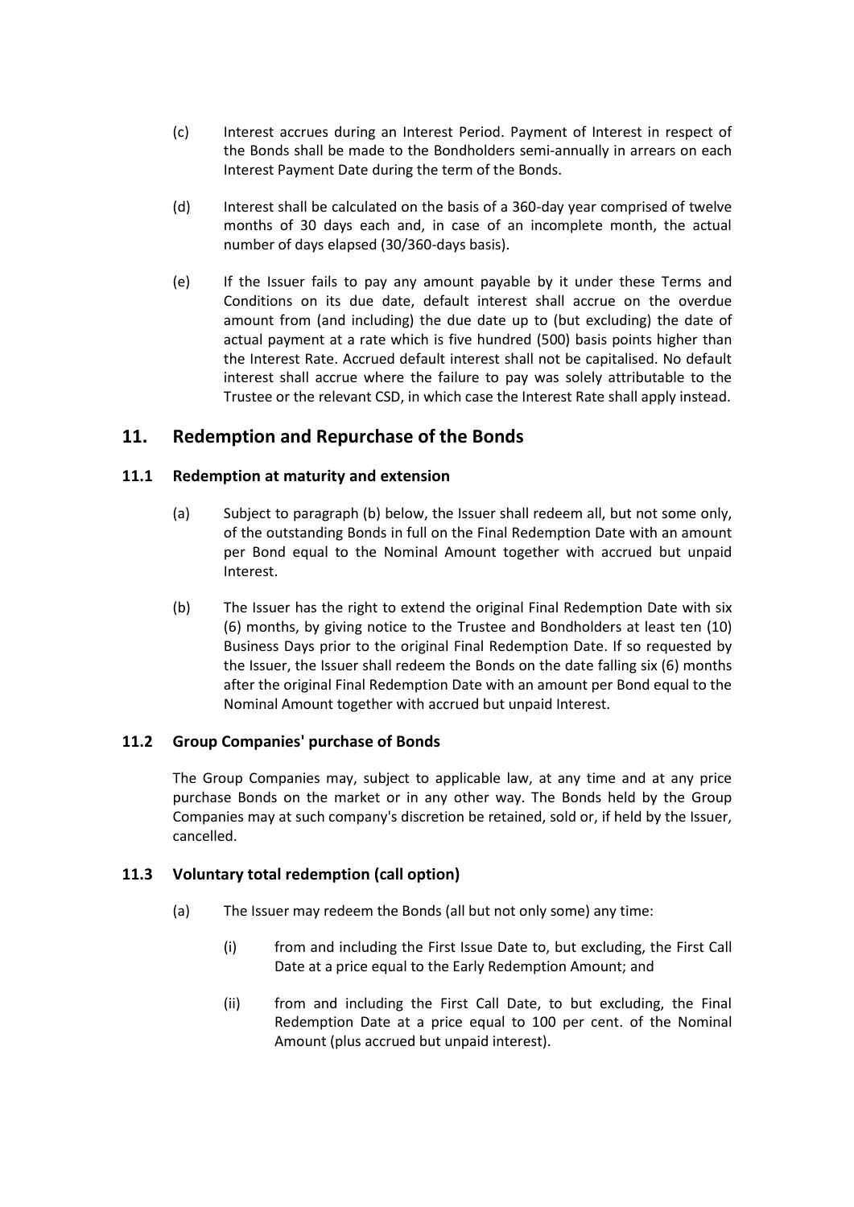(c) Interest accrues during an Interest Period. Payment of Interest in respect of the Bonds shall be made to the Bondholders semi-annually in arrears on each Interest Payment Date during the term of the Bonds.

(d) Interest shall be calculated on the basis of a 360-day year comprised of twelve months of 30 days each and, in case of an incomplete month, the actual number of days elapsed (30/360-days basis).

(e) If the Issuer fails to pay any amount payable by it under these Terms and Conditions on its due date, default interest shall accrue on the overdue amount from (and including) the due date up to (but excluding) the date of actual payment at a rate which is five hundred (500) basis points higher than the Interest Rate. Accrued default interest shall not be capitalised. No default interest shall accrue where the failure to pay was solely attributable to the Trustee or the relevant CSD, in which case the Interest Rate shall apply instead.

## 11. Redemption and Repurchase of the Bonds

### 11.1 Redemption at maturity and extension

(a) Subject to paragraph (b) below, the Issuer shall redeem all, but not some only, of the outstanding Bonds in full on the Final Redemption Date with an amount per Bond equal to the Nominal Amount together with accrued but unpaid Interest.

(b) The Issuer has the right to extend the original Final Redemption Date with six (6) months, by giving notice to the Trustee and Bondholders at least ten (10) Business Days prior to the original Final Redemption Date. If so requested by the Issuer, the Issuer shall redeem the Bonds on the date falling six (6) months after the original Final Redemption Date with an amount per Bond equal to the Nominal Amount together with accrued but unpaid Interest.

### 11.2 Group Companies' purchase of Bonds

The Group Companies may, subject to applicable law, at any time and at any price purchase Bonds on the market or in any other way. The Bonds held by the Group Companies may at such company's discretion be retained, sold or, if held by the Issuer, cancelled.

### 11.3 Voluntary total redemption (call option)

(a) The Issuer may redeem the Bonds (all but not only some) any time:

(i) from and including the First Issue Date to, but excluding, the First Call Date at a price equal to the Early Redemption Amount; and

(ii) from and including the First Call Date, to but excluding, the Final Redemption Date at a price equal to 100 per cent. of the Nominal Amount (plus accrued but unpaid interest).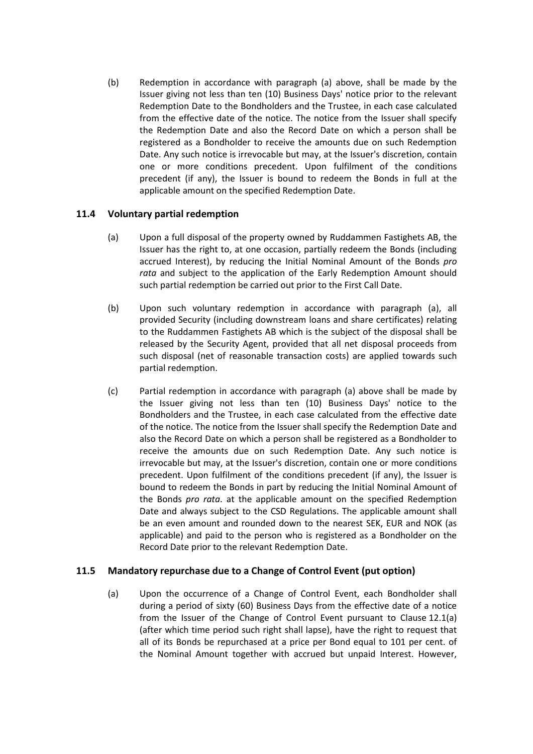(b) Redemption in accordance with paragraph (a) above, shall be made by the Issuer giving not less than ten (10) Business Days' notice prior to the relevant Redemption Date to the Bondholders and the Trustee, in each case calculated from the effective date of the notice. The notice from the Issuer shall specify the Redemption Date and also the Record Date on which a person shall be registered as a Bondholder to receive the amounts due on such Redemption Date. Any such notice is irrevocable but may, at the Issuer's discretion, contain one or more conditions precedent. Upon fulfilment of the conditions precedent (if any), the Issuer is bound to redeem the Bonds in full at the applicable amount on the specified Redemption Date.

### 11.4 Voluntary partial redemption

(a) Upon a full disposal of the property owned by Ruddammen Fastighets AB, the Issuer has the right to, at one occasion, partially redeem the Bonds (including accrued Interest), by reducing the Initial Nominal Amount of the Bonds *pro rata* and subject to the application of the Early Redemption Amount should such partial redemption be carried out prior to the First Call Date.

(b) Upon such voluntary redemption in accordance with paragraph (a), all provided Security (including downstream loans and share certificates) relating to the Ruddammen Fastighets AB which is the subject of the disposal shall be released by the Security Agent, provided that all net disposal proceeds from such disposal (net of reasonable transaction costs) are applied towards such partial redemption.

(c) Partial redemption in accordance with paragraph (a) above shall be made by the Issuer giving not less than ten (10) Business Days' notice to the Bondholders and the Trustee, in each case calculated from the effective date of the notice. The notice from the Issuer shall specify the Redemption Date and also the Record Date on which a person shall be registered as a Bondholder to receive the amounts due on such Redemption Date. Any such notice is irrevocable but may, at the Issuer's discretion, contain one or more conditions precedent. Upon fulfilment of the conditions precedent (if any), the Issuer is bound to redeem the Bonds in part by reducing the Initial Nominal Amount of the Bonds *pro rata*. at the applicable amount on the specified Redemption Date and always subject to the CSD Regulations. The applicable amount shall be an even amount and rounded down to the nearest SEK, EUR and NOK (as applicable) and paid to the person who is registered as a Bondholder on the Record Date prior to the relevant Redemption Date.

### 11.5 Mandatory repurchase due to a Change of Control Event (put option)

(a) Upon the occurrence of a Change of Control Event, each Bondholder shall during a period of sixty (60) Business Days from the effective date of a notice from the Issuer of the Change of Control Event pursuant to Clause 12.1(a) (after which time period such right shall lapse), have the right to request that all of its Bonds be repurchased at a price per Bond equal to 101 per cent. of the Nominal Amount together with accrued but unpaid Interest. However,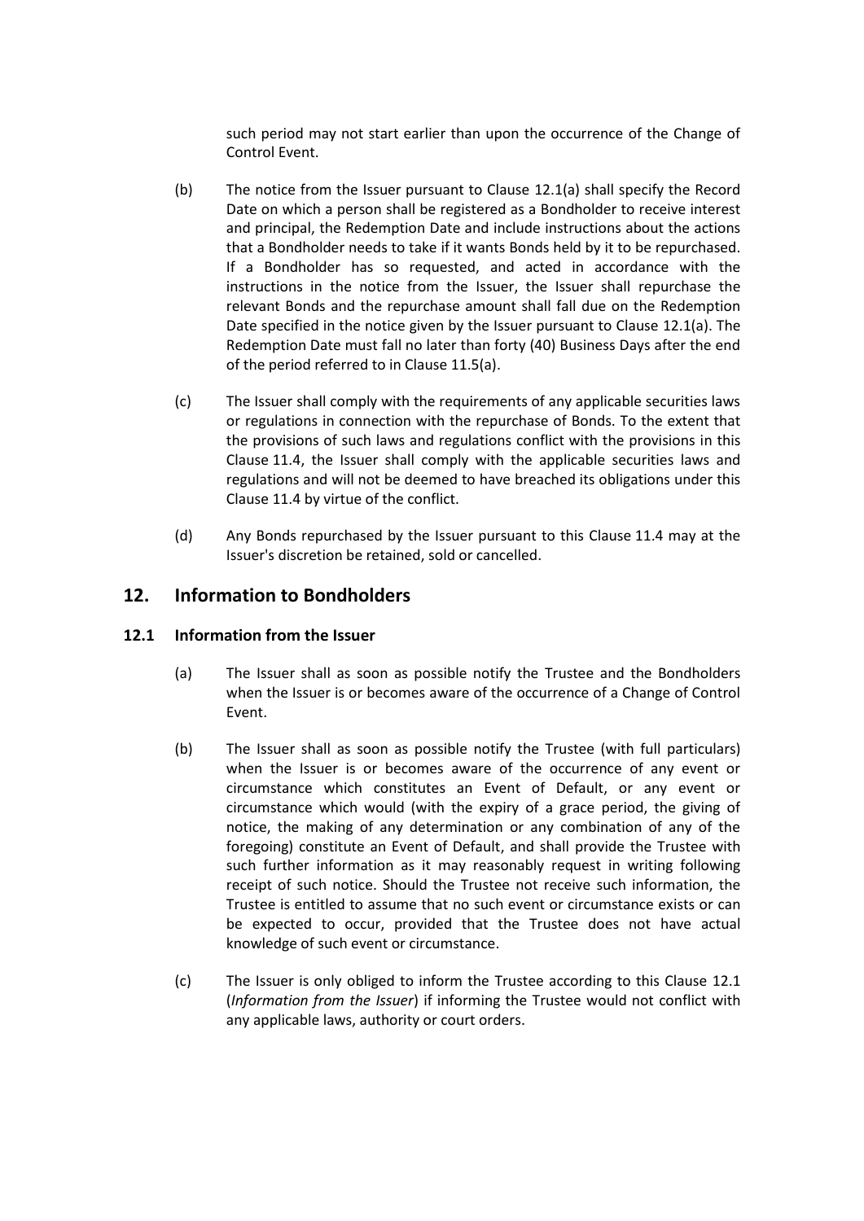such period may not start earlier than upon the occurrence of the Change of Control Event.

(b) The notice from the Issuer pursuant to Clause 12.1(a) shall specify the Record Date on which a person shall be registered as a Bondholder to receive interest and principal, the Redemption Date and include instructions about the actions that a Bondholder needs to take if it wants Bonds held by it to be repurchased. If a Bondholder has so requested, and acted in accordance with the instructions in the notice from the Issuer, the Issuer shall repurchase the relevant Bonds and the repurchase amount shall fall due on the Redemption Date specified in the notice given by the Issuer pursuant to Clause 12.1(a). The Redemption Date must fall no later than forty (40) Business Days after the end of the period referred to in Clause 11.5(a).

(c) The Issuer shall comply with the requirements of any applicable securities laws or regulations in connection with the repurchase of Bonds. To the extent that the provisions of such laws and regulations conflict with the provisions in this Clause 11.4, the Issuer shall comply with the applicable securities laws and regulations and will not be deemed to have breached its obligations under this Clause 11.4 by virtue of the conflict.

(d) Any Bonds repurchased by the Issuer pursuant to this Clause 11.4 may at the Issuer's discretion be retained, sold or cancelled.

## 12. Information to Bondholders

### 12.1 Information from the Issuer

(a) The Issuer shall as soon as possible notify the Trustee and the Bondholders when the Issuer is or becomes aware of the occurrence of a Change of Control Event.

(b) The Issuer shall as soon as possible notify the Trustee (with full particulars) when the Issuer is or becomes aware of the occurrence of any event or circumstance which constitutes an Event of Default, or any event or circumstance which would (with the expiry of a grace period, the giving of notice, the making of any determination or any combination of any of the foregoing) constitute an Event of Default, and shall provide the Trustee with such further information as it may reasonably request in writing following receipt of such notice. Should the Trustee not receive such information, the Trustee is entitled to assume that no such event or circumstance exists or can be expected to occur, provided that the Trustee does not have actual knowledge of such event or circumstance.

(c) The Issuer is only obliged to inform the Trustee according to this Clause 12.1 (*Information from the Issuer*) if informing the Trustee would not conflict with any applicable laws, authority or court orders.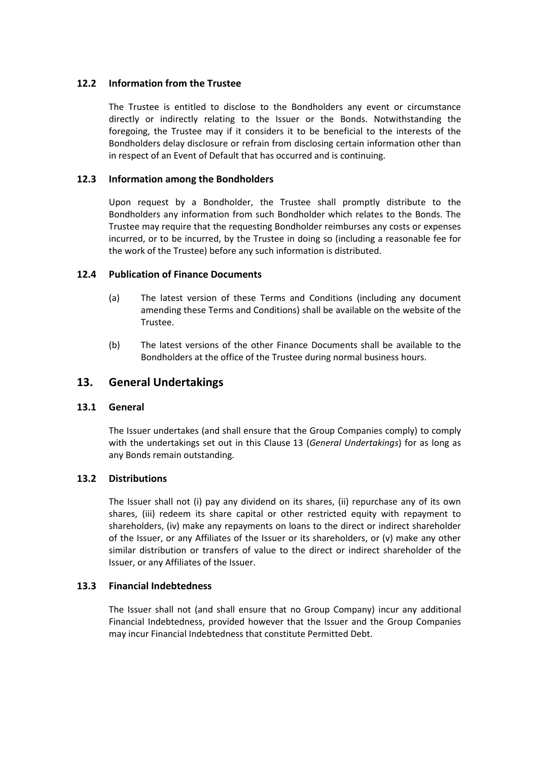### 12.2 Information from the Trustee

The Trustee is entitled to disclose to the Bondholders any event or circumstance directly or indirectly relating to the Issuer or the Bonds. Notwithstanding the foregoing, the Trustee may if it considers it to be beneficial to the interests of the Bondholders delay disclosure or refrain from disclosing certain information other than in respect of an Event of Default that has occurred and is continuing.

### 12.3 Information among the Bondholders

Upon request by a Bondholder, the Trustee shall promptly distribute to the Bondholders any information from such Bondholder which relates to the Bonds. The Trustee may require that the requesting Bondholder reimburses any costs or expenses incurred, or to be incurred, by the Trustee in doing so (including a reasonable fee for the work of the Trustee) before any such information is distributed.

### 12.4 Publication of Finance Documents

(a) The latest version of these Terms and Conditions (including any document amending these Terms and Conditions) shall be available on the website of the Trustee.

(b) The latest versions of the other Finance Documents shall be available to the Bondholders at the office of the Trustee during normal business hours.

## 13. General Undertakings

### 13.1 General

The Issuer undertakes (and shall ensure that the Group Companies comply) to comply with the undertakings set out in this Clause 13 (*General Undertakings*) for as long as any Bonds remain outstanding.

### 13.2 Distributions

The Issuer shall not (i) pay any dividend on its shares, (ii) repurchase any of its own shares, (iii) redeem its share capital or other restricted equity with repayment to shareholders, (iv) make any repayments on loans to the direct or indirect shareholder of the Issuer, or any Affiliates of the Issuer or its shareholders, or (v) make any other similar distribution or transfers of value to the direct or indirect shareholder of the Issuer, or any Affiliates of the Issuer.

### 13.3 Financial Indebtedness

The Issuer shall not (and shall ensure that no Group Company) incur any additional Financial Indebtedness, provided however that the Issuer and the Group Companies may incur Financial Indebtedness that constitute Permitted Debt.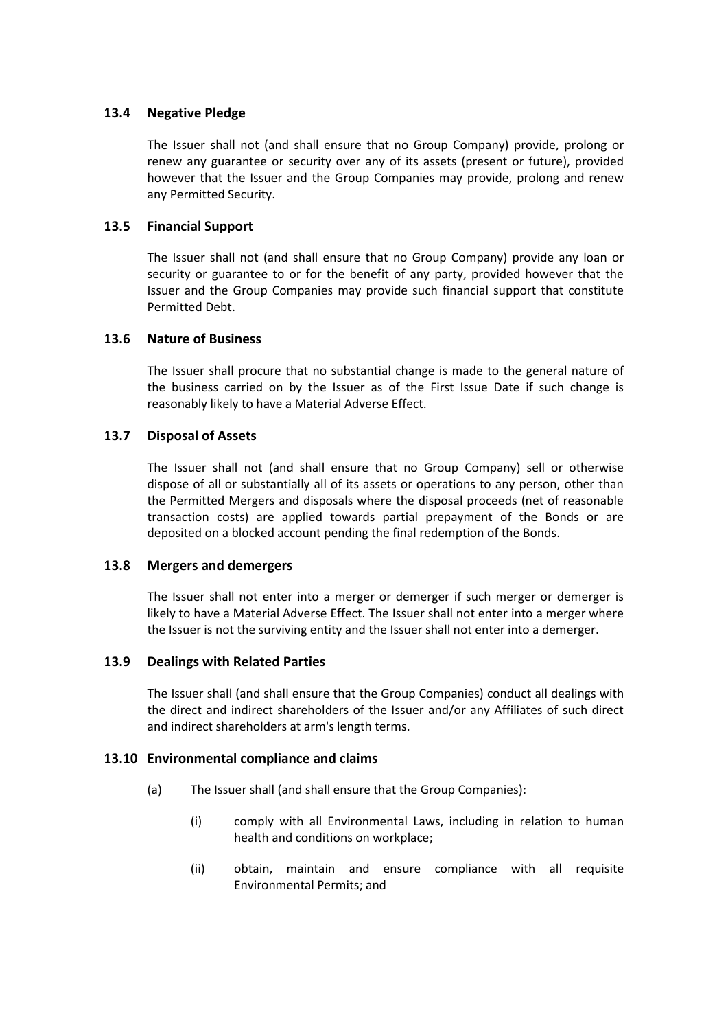### 13.4 Negative Pledge

The Issuer shall not (and shall ensure that no Group Company) provide, prolong or renew any guarantee or security over any of its assets (present or future), provided however that the Issuer and the Group Companies may provide, prolong and renew any Permitted Security.

### 13.5 Financial Support

The Issuer shall not (and shall ensure that no Group Company) provide any loan or security or guarantee to or for the benefit of any party, provided however that the Issuer and the Group Companies may provide such financial support that constitute Permitted Debt.

### 13.6 Nature of Business

The Issuer shall procure that no substantial change is made to the general nature of the business carried on by the Issuer as of the First Issue Date if such change is reasonably likely to have a Material Adverse Effect.

### 13.7 Disposal of Assets

The Issuer shall not (and shall ensure that no Group Company) sell or otherwise dispose of all or substantially all of its assets or operations to any person, other than the Permitted Mergers and disposals where the disposal proceeds (net of reasonable transaction costs) are applied towards partial prepayment of the Bonds or are deposited on a blocked account pending the final redemption of the Bonds.

### 13.8 Mergers and demergers

The Issuer shall not enter into a merger or demerger if such merger or demerger is likely to have a Material Adverse Effect. The Issuer shall not enter into a merger where the Issuer is not the surviving entity and the Issuer shall not enter into a demerger.

### 13.9 Dealings with Related Parties

The Issuer shall (and shall ensure that the Group Companies) conduct all dealings with the direct and indirect shareholders of the Issuer and/or any Affiliates of such direct and indirect shareholders at arm's length terms.

### 13.10 Environmental compliance and claims

(a) The Issuer shall (and shall ensure that the Group Companies):

   (i) comply with all Environmental Laws, including in relation to human health and conditions on workplace;

   (ii) obtain, maintain and ensure compliance with all requisite Environmental Permits; and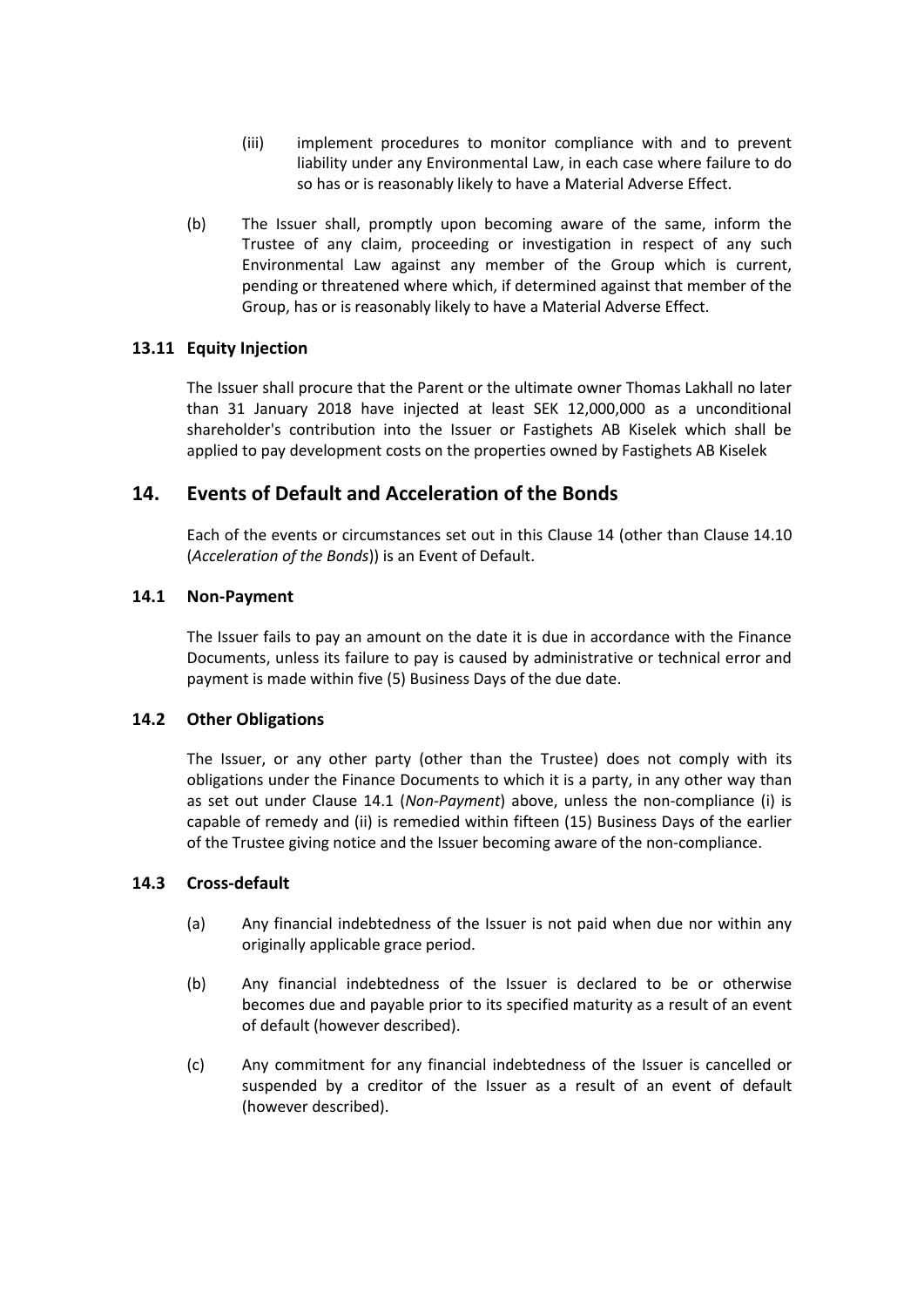(iii) implement procedures to monitor compliance with and to prevent liability under any Environmental Law, in each case where failure to do so has or is reasonably likely to have a Material Adverse Effect.

(b) The Issuer shall, promptly upon becoming aware of the same, inform the Trustee of any claim, proceeding or investigation in respect of any such Environmental Law against any member of the Group which is current, pending or threatened where which, if determined against that member of the Group, has or is reasonably likely to have a Material Adverse Effect.

### 13.11 Equity Injection

The Issuer shall procure that the Parent or the ultimate owner Thomas Lakhall no later than 31 January 2018 have injected at least SEK 12,000,000 as a unconditional shareholder's contribution into the Issuer or Fastighets AB Kiselek which shall be applied to pay development costs on the properties owned by Fastighets AB Kiselek

## 14. Events of Default and Acceleration of the Bonds

Each of the events or circumstances set out in this Clause 14 (other than Clause 14.10 (*Acceleration of the Bonds*)) is an Event of Default.

### 14.1 Non-Payment

The Issuer fails to pay an amount on the date it is due in accordance with the Finance Documents, unless its failure to pay is caused by administrative or technical error and payment is made within five (5) Business Days of the due date.

### 14.2 Other Obligations

The Issuer, or any other party (other than the Trustee) does not comply with its obligations under the Finance Documents to which it is a party, in any other way than as set out under Clause 14.1 (*Non-Payment*) above, unless the non-compliance (i) is capable of remedy and (ii) is remedied within fifteen (15) Business Days of the earlier of the Trustee giving notice and the Issuer becoming aware of the non-compliance.

### 14.3 Cross-default

(a) Any financial indebtedness of the Issuer is not paid when due nor within any originally applicable grace period.

(b) Any financial indebtedness of the Issuer is declared to be or otherwise becomes due and payable prior to its specified maturity as a result of an event of default (however described).

(c) Any commitment for any financial indebtedness of the Issuer is cancelled or suspended by a creditor of the Issuer as a result of an event of default (however described).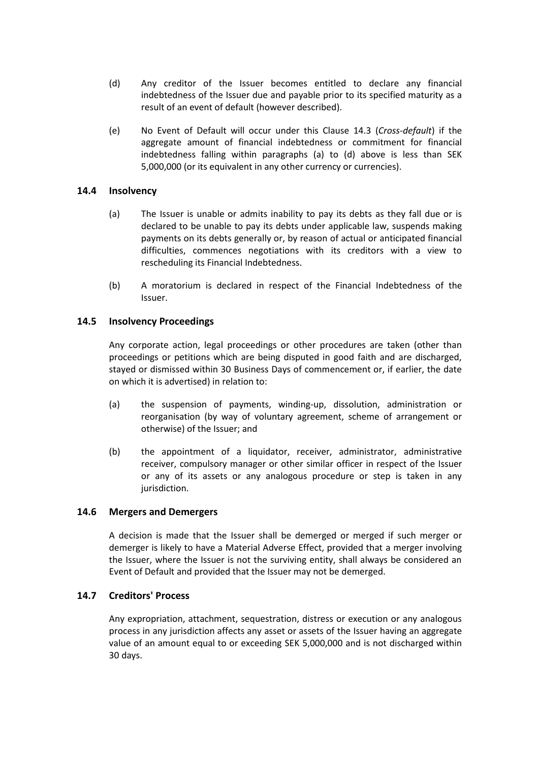(d) Any creditor of the Issuer becomes entitled to declare any financial indebtedness of the Issuer due and payable prior to its specified maturity as a result of an event of default (however described).

(e) No Event of Default will occur under this Clause 14.3 (*Cross-default*) if the aggregate amount of financial indebtedness or commitment for financial indebtedness falling within paragraphs (a) to (d) above is less than SEK 5,000,000 (or its equivalent in any other currency or currencies).

### 14.4 Insolvency

(a) The Issuer is unable or admits inability to pay its debts as they fall due or is declared to be unable to pay its debts under applicable law, suspends making payments on its debts generally or, by reason of actual or anticipated financial difficulties, commences negotiations with its creditors with a view to rescheduling its Financial Indebtedness.

(b) A moratorium is declared in respect of the Financial Indebtedness of the Issuer.

### 14.5 Insolvency Proceedings

Any corporate action, legal proceedings or other procedures are taken (other than proceedings or petitions which are being disputed in good faith and are discharged, stayed or dismissed within 30 Business Days of commencement or, if earlier, the date on which it is advertised) in relation to:

(a) the suspension of payments, winding-up, dissolution, administration or reorganisation (by way of voluntary agreement, scheme of arrangement or otherwise) of the Issuer; and

(b) the appointment of a liquidator, receiver, administrator, administrative receiver, compulsory manager or other similar officer in respect of the Issuer or any of its assets or any analogous procedure or step is taken in any jurisdiction.

### 14.6 Mergers and Demergers

A decision is made that the Issuer shall be demerged or merged if such merger or demerger is likely to have a Material Adverse Effect, provided that a merger involving the Issuer, where the Issuer is not the surviving entity, shall always be considered an Event of Default and provided that the Issuer may not be demerged.

### 14.7 Creditors' Process

Any expropriation, attachment, sequestration, distress or execution or any analogous process in any jurisdiction affects any asset or assets of the Issuer having an aggregate value of an amount equal to or exceeding SEK 5,000,000 and is not discharged within 30 days.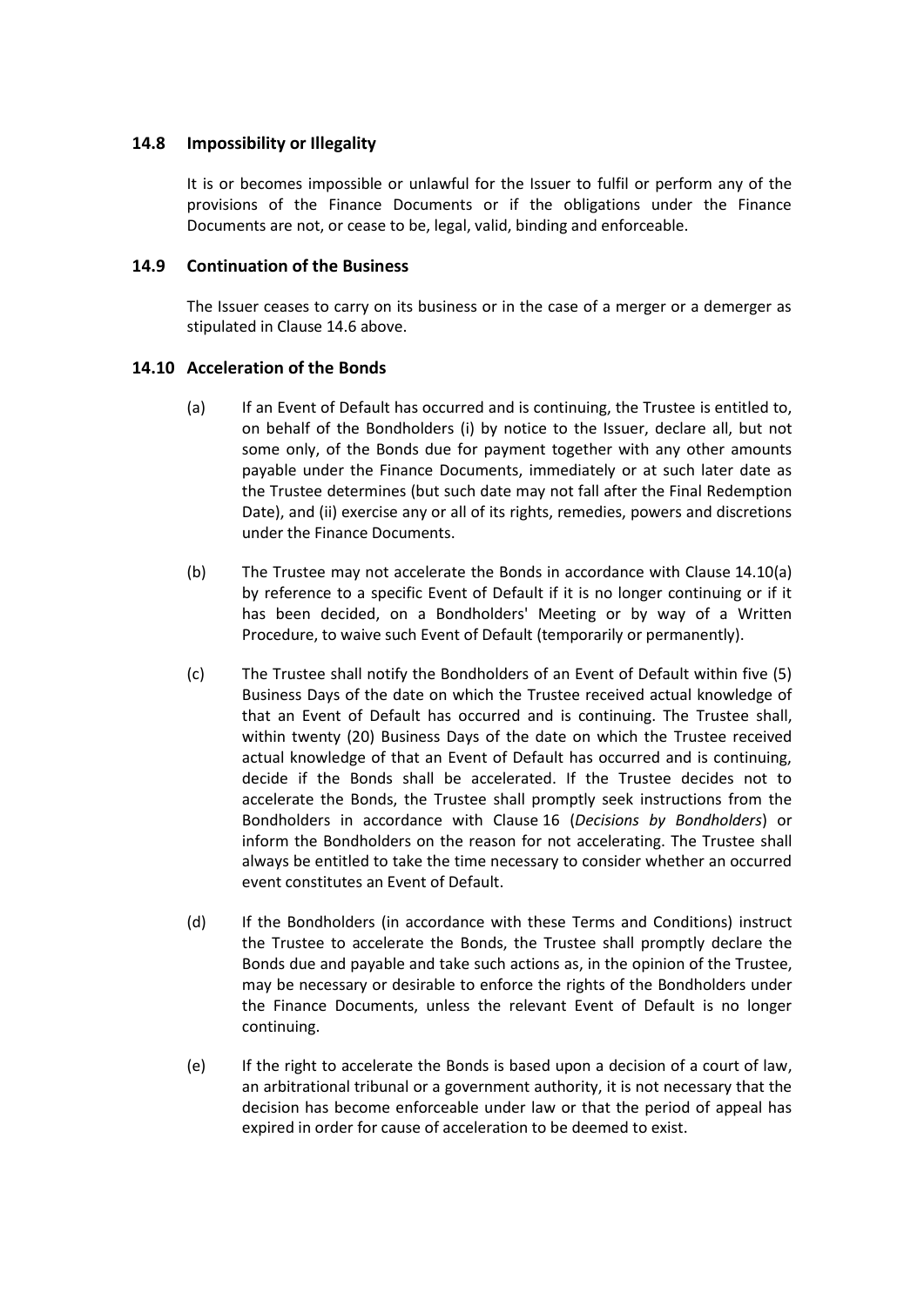### 14.8 Impossibility or Illegality

It is or becomes impossible or unlawful for the Issuer to fulfil or perform any of the provisions of the Finance Documents or if the obligations under the Finance Documents are not, or cease to be, legal, valid, binding and enforceable.

### 14.9 Continuation of the Business

The Issuer ceases to carry on its business or in the case of a merger or a demerger as stipulated in Clause 14.6 above.

### 14.10 Acceleration of the Bonds

(a) If an Event of Default has occurred and is continuing, the Trustee is entitled to, on behalf of the Bondholders (i) by notice to the Issuer, declare all, but not some only, of the Bonds due for payment together with any other amounts payable under the Finance Documents, immediately or at such later date as the Trustee determines (but such date may not fall after the Final Redemption Date), and (ii) exercise any or all of its rights, remedies, powers and discretions under the Finance Documents.

(b) The Trustee may not accelerate the Bonds in accordance with Clause 14.10(a) by reference to a specific Event of Default if it is no longer continuing or if it has been decided, on a Bondholders' Meeting or by way of a Written Procedure, to waive such Event of Default (temporarily or permanently).

(c) The Trustee shall notify the Bondholders of an Event of Default within five (5) Business Days of the date on which the Trustee received actual knowledge of that an Event of Default has occurred and is continuing. The Trustee shall, within twenty (20) Business Days of the date on which the Trustee received actual knowledge of that an Event of Default has occurred and is continuing, decide if the Bonds shall be accelerated. If the Trustee decides not to accelerate the Bonds, the Trustee shall promptly seek instructions from the Bondholders in accordance with Clause 16 (*Decisions by Bondholders*) or inform the Bondholders on the reason for not accelerating. The Trustee shall always be entitled to take the time necessary to consider whether an occurred event constitutes an Event of Default.

(d) If the Bondholders (in accordance with these Terms and Conditions) instruct the Trustee to accelerate the Bonds, the Trustee shall promptly declare the Bonds due and payable and take such actions as, in the opinion of the Trustee, may be necessary or desirable to enforce the rights of the Bondholders under the Finance Documents, unless the relevant Event of Default is no longer continuing.

(e) If the right to accelerate the Bonds is based upon a decision of a court of law, an arbitrational tribunal or a government authority, it is not necessary that the decision has become enforceable under law or that the period of appeal has expired in order for cause of acceleration to be deemed to exist.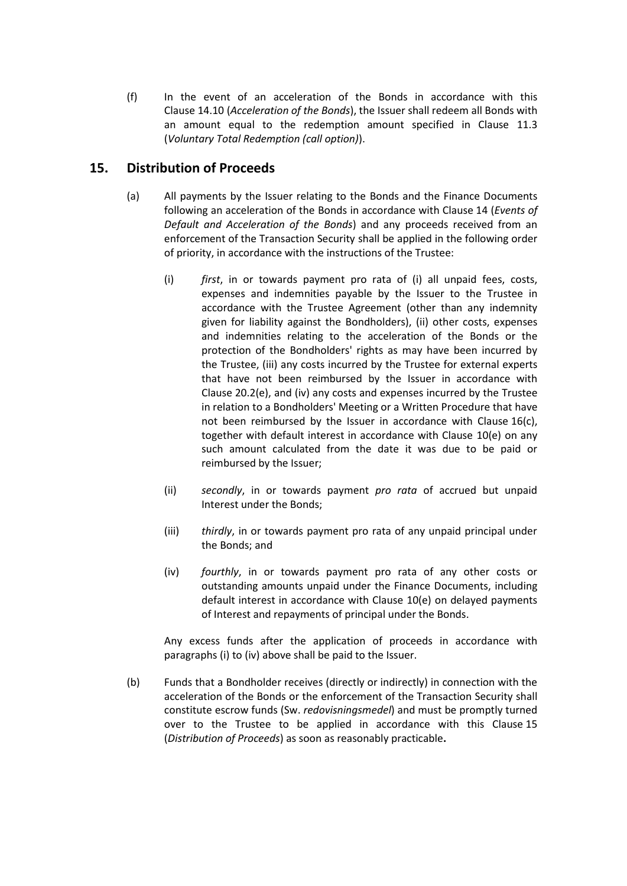(f) In the event of an acceleration of the Bonds in accordance with this Clause 14.10 (*Acceleration of the Bonds*), the Issuer shall redeem all Bonds with an amount equal to the redemption amount specified in Clause 11.3 (*Voluntary Total Redemption (call option)*).

## 15. Distribution of Proceeds

(a) All payments by the Issuer relating to the Bonds and the Finance Documents following an acceleration of the Bonds in accordance with Clause 14 (*Events of Default and Acceleration of the Bonds*) and any proceeds received from an enforcement of the Transaction Security shall be applied in the following order of priority, in accordance with the instructions of the Trustee:

(i) *first*, in or towards payment pro rata of (i) all unpaid fees, costs, expenses and indemnities payable by the Issuer to the Trustee in accordance with the Trustee Agreement (other than any indemnity given for liability against the Bondholders), (ii) other costs, expenses and indemnities relating to the acceleration of the Bonds or the protection of the Bondholders' rights as may have been incurred by the Trustee, (iii) any costs incurred by the Trustee for external experts that have not been reimbursed by the Issuer in accordance with Clause 20.2(e), and (iv) any costs and expenses incurred by the Trustee in relation to a Bondholders' Meeting or a Written Procedure that have not been reimbursed by the Issuer in accordance with Clause 16(c), together with default interest in accordance with Clause 10(e) on any such amount calculated from the date it was due to be paid or reimbursed by the Issuer;

(ii) *secondly*, in or towards payment *pro rata* of accrued but unpaid Interest under the Bonds;

(iii) *thirdly*, in or towards payment pro rata of any unpaid principal under the Bonds; and

(iv) *fourthly*, in or towards payment pro rata of any other costs or outstanding amounts unpaid under the Finance Documents, including default interest in accordance with Clause 10(e) on delayed payments of Interest and repayments of principal under the Bonds.

Any excess funds after the application of proceeds in accordance with paragraphs (i) to (iv) above shall be paid to the Issuer.

(b) Funds that a Bondholder receives (directly or indirectly) in connection with the acceleration of the Bonds or the enforcement of the Transaction Security shall constitute escrow funds (Sw. *redovisningsmedel*) and must be promptly turned over to the Trustee to be applied in accordance with this Clause 15 (*Distribution of Proceeds*) as soon as reasonably practicable**.**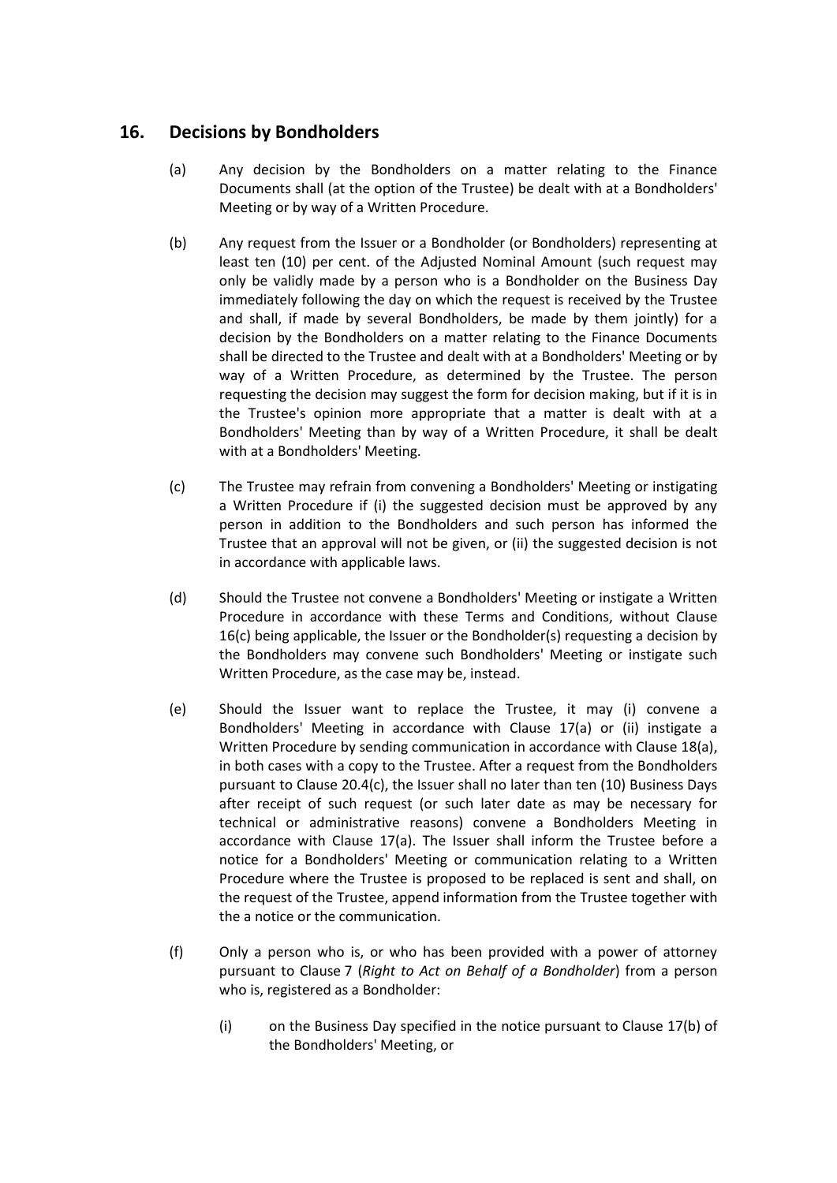## 16. Decisions by Bondholders

(a) Any decision by the Bondholders on a matter relating to the Finance Documents shall (at the option of the Trustee) be dealt with at a Bondholders' Meeting or by way of a Written Procedure.

(b) Any request from the Issuer or a Bondholder (or Bondholders) representing at least ten (10) per cent. of the Adjusted Nominal Amount (such request may only be validly made by a person who is a Bondholder on the Business Day immediately following the day on which the request is received by the Trustee and shall, if made by several Bondholders, be made by them jointly) for a decision by the Bondholders on a matter relating to the Finance Documents shall be directed to the Trustee and dealt with at a Bondholders' Meeting or by way of a Written Procedure, as determined by the Trustee. The person requesting the decision may suggest the form for decision making, but if it is in the Trustee's opinion more appropriate that a matter is dealt with at a Bondholders' Meeting than by way of a Written Procedure, it shall be dealt with at a Bondholders' Meeting.

(c) The Trustee may refrain from convening a Bondholders' Meeting or instigating a Written Procedure if (i) the suggested decision must be approved by any person in addition to the Bondholders and such person has informed the Trustee that an approval will not be given, or (ii) the suggested decision is not in accordance with applicable laws.

(d) Should the Trustee not convene a Bondholders' Meeting or instigate a Written Procedure in accordance with these Terms and Conditions, without Clause 16(c) being applicable, the Issuer or the Bondholder(s) requesting a decision by the Bondholders may convene such Bondholders' Meeting or instigate such Written Procedure, as the case may be, instead.

(e) Should the Issuer want to replace the Trustee, it may (i) convene a Bondholders' Meeting in accordance with Clause 17(a) or (ii) instigate a Written Procedure by sending communication in accordance with Clause 18(a), in both cases with a copy to the Trustee. After a request from the Bondholders pursuant to Clause 20.4(c), the Issuer shall no later than ten (10) Business Days after receipt of such request (or such later date as may be necessary for technical or administrative reasons) convene a Bondholders Meeting in accordance with Clause 17(a). The Issuer shall inform the Trustee before a notice for a Bondholders' Meeting or communication relating to a Written Procedure where the Trustee is proposed to be replaced is sent and shall, on the request of the Trustee, append information from the Trustee together with the a notice or the communication.

(f) Only a person who is, or who has been provided with a power of attorney pursuant to Clause 7 (*Right to Act on Behalf of a Bondholder*) from a person who is, registered as a Bondholder:

(i) on the Business Day specified in the notice pursuant to Clause 17(b) of the Bondholders' Meeting, or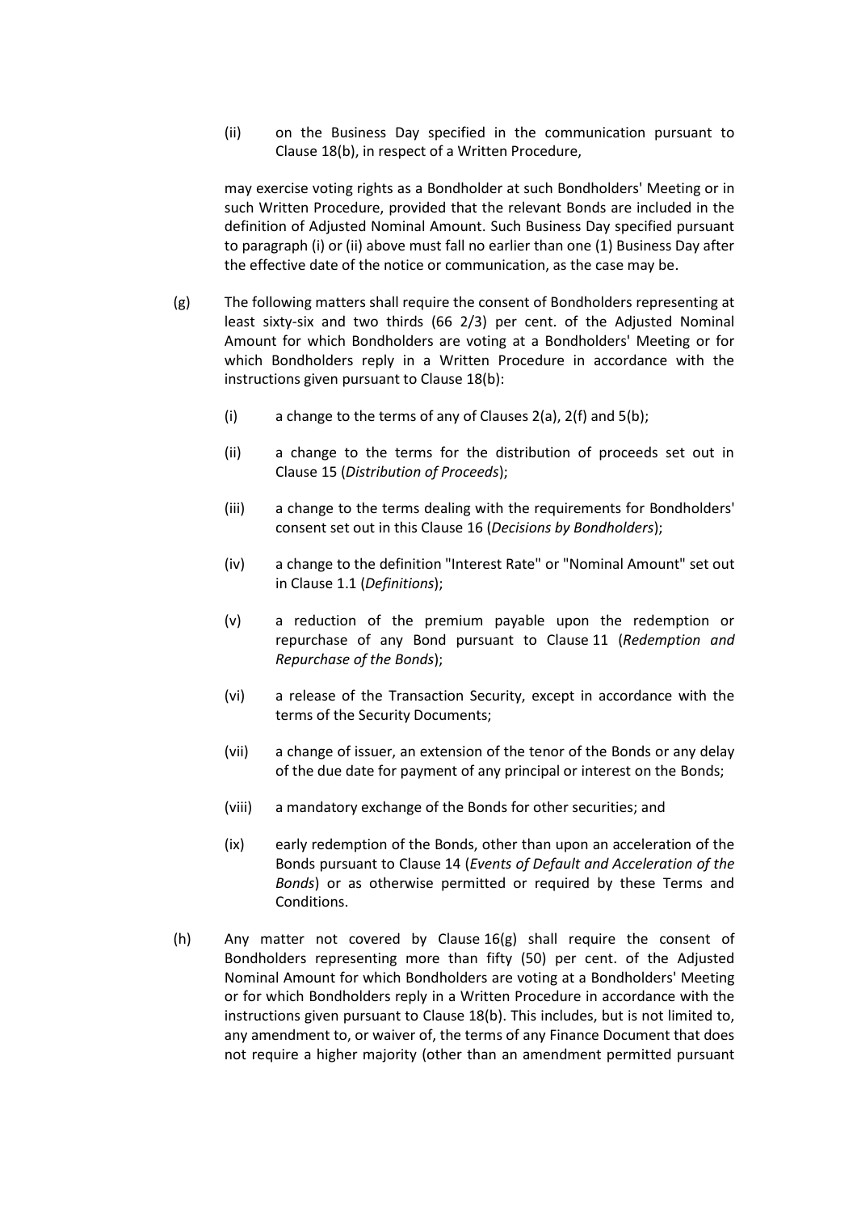(ii) on the Business Day specified in the communication pursuant to Clause 18(b), in respect of a Written Procedure,

may exercise voting rights as a Bondholder at such Bondholders' Meeting or in such Written Procedure, provided that the relevant Bonds are included in the definition of Adjusted Nominal Amount. Such Business Day specified pursuant to paragraph (i) or (ii) above must fall no earlier than one (1) Business Day after the effective date of the notice or communication, as the case may be.

(g) The following matters shall require the consent of Bondholders representing at least sixty-six and two thirds (66 2/3) per cent. of the Adjusted Nominal Amount for which Bondholders are voting at a Bondholders' Meeting or for which Bondholders reply in a Written Procedure in accordance with the instructions given pursuant to Clause 18(b):

(i) a change to the terms of any of Clauses 2(a), 2(f) and 5(b);

(ii) a change to the terms for the distribution of proceeds set out in Clause 15 (*Distribution of Proceeds*);

(iii) a change to the terms dealing with the requirements for Bondholders' consent set out in this Clause 16 (*Decisions by Bondholders*);

(iv) a change to the definition "Interest Rate" or "Nominal Amount" set out in Clause 1.1 (*Definitions*);

(v) a reduction of the premium payable upon the redemption or repurchase of any Bond pursuant to Clause 11 (*Redemption and Repurchase of the Bonds*);

(vi) a release of the Transaction Security, except in accordance with the terms of the Security Documents;

(vii) a change of issuer, an extension of the tenor of the Bonds or any delay of the due date for payment of any principal or interest on the Bonds;

(viii) a mandatory exchange of the Bonds for other securities; and

(ix) early redemption of the Bonds, other than upon an acceleration of the Bonds pursuant to Clause 14 (*Events of Default and Acceleration of the Bonds*) or as otherwise permitted or required by these Terms and Conditions.

(h) Any matter not covered by Clause 16(g) shall require the consent of Bondholders representing more than fifty (50) per cent. of the Adjusted Nominal Amount for which Bondholders are voting at a Bondholders' Meeting or for which Bondholders reply in a Written Procedure in accordance with the instructions given pursuant to Clause 18(b). This includes, but is not limited to, any amendment to, or waiver of, the terms of any Finance Document that does not require a higher majority (other than an amendment permitted pursuant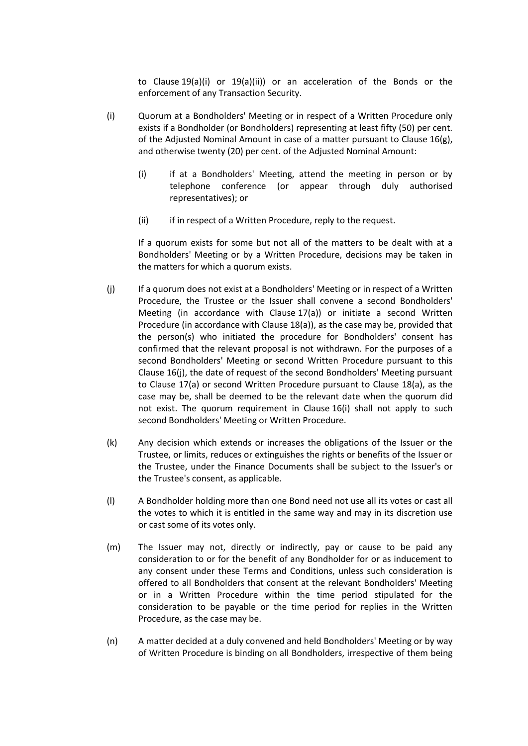to Clause 19(a)(i) or 19(a)(ii)) or an acceleration of the Bonds or the enforcement of any Transaction Security.

(i) Quorum at a Bondholders' Meeting or in respect of a Written Procedure only exists if a Bondholder (or Bondholders) representing at least fifty (50) per cent. of the Adjusted Nominal Amount in case of a matter pursuant to Clause 16(g), and otherwise twenty (20) per cent. of the Adjusted Nominal Amount:

  (i) if at a Bondholders' Meeting, attend the meeting in person or by telephone conference (or appear through duly authorised representatives); or

  (ii) if in respect of a Written Procedure, reply to the request.

  If a quorum exists for some but not all of the matters to be dealt with at a Bondholders' Meeting or by a Written Procedure, decisions may be taken in the matters for which a quorum exists.

(j) If a quorum does not exist at a Bondholders' Meeting or in respect of a Written Procedure, the Trustee or the Issuer shall convene a second Bondholders' Meeting (in accordance with Clause 17(a)) or initiate a second Written Procedure (in accordance with Clause 18(a)), as the case may be, provided that the person(s) who initiated the procedure for Bondholders' consent has confirmed that the relevant proposal is not withdrawn. For the purposes of a second Bondholders' Meeting or second Written Procedure pursuant to this Clause 16(j), the date of request of the second Bondholders' Meeting pursuant to Clause 17(a) or second Written Procedure pursuant to Clause 18(a), as the case may be, shall be deemed to be the relevant date when the quorum did not exist. The quorum requirement in Clause 16(i) shall not apply to such second Bondholders' Meeting or Written Procedure.

(k) Any decision which extends or increases the obligations of the Issuer or the Trustee, or limits, reduces or extinguishes the rights or benefits of the Issuer or the Trustee, under the Finance Documents shall be subject to the Issuer's or the Trustee's consent, as applicable.

(l) A Bondholder holding more than one Bond need not use all its votes or cast all the votes to which it is entitled in the same way and may in its discretion use or cast some of its votes only.

(m) The Issuer may not, directly or indirectly, pay or cause to be paid any consideration to or for the benefit of any Bondholder for or as inducement to any consent under these Terms and Conditions, unless such consideration is offered to all Bondholders that consent at the relevant Bondholders' Meeting or in a Written Procedure within the time period stipulated for the consideration to be payable or the time period for replies in the Written Procedure, as the case may be.

(n) A matter decided at a duly convened and held Bondholders' Meeting or by way of Written Procedure is binding on all Bondholders, irrespective of them being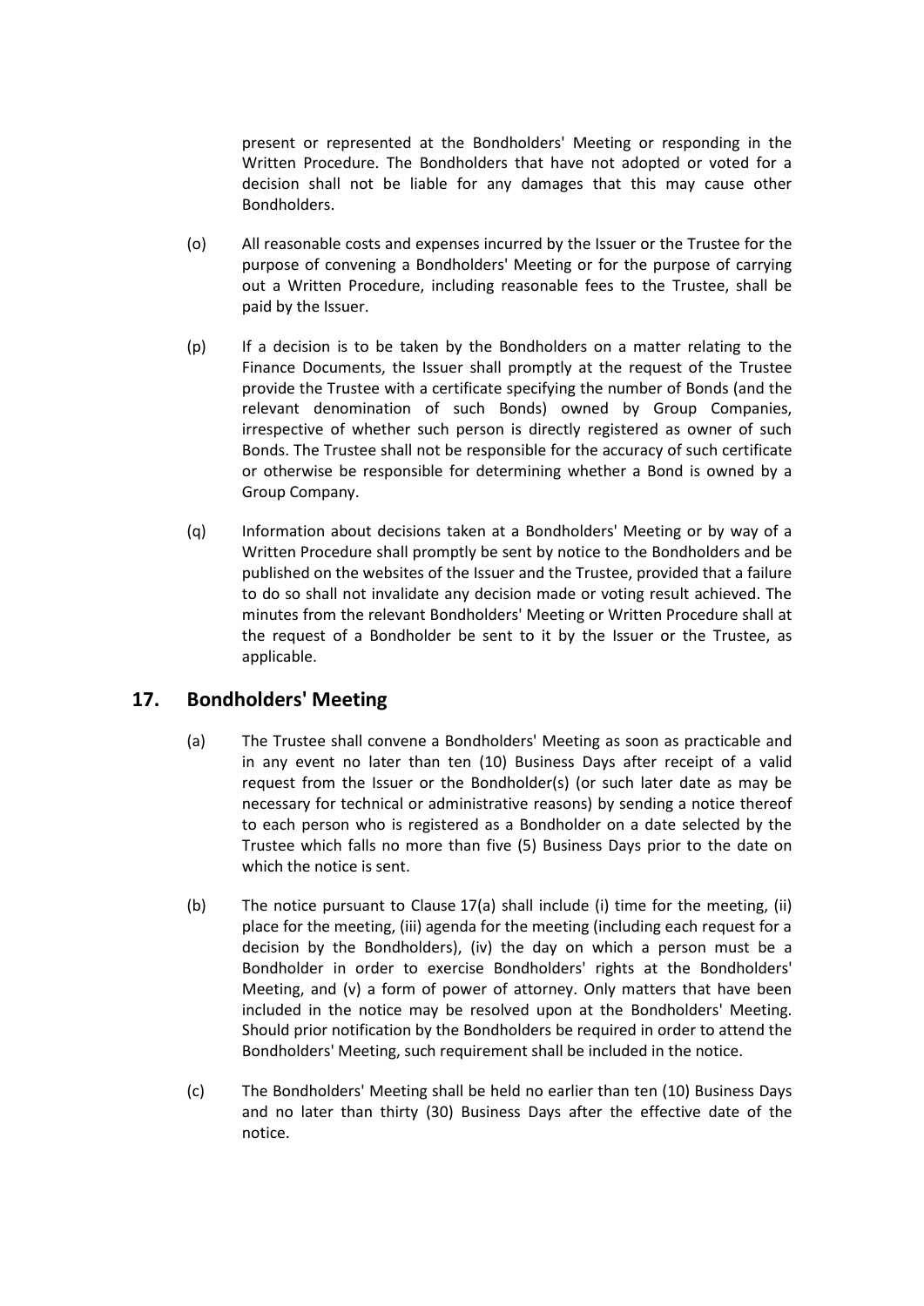present or represented at the Bondholders' Meeting or responding in the Written Procedure. The Bondholders that have not adopted or voted for a decision shall not be liable for any damages that this may cause other Bondholders.

(o) All reasonable costs and expenses incurred by the Issuer or the Trustee for the purpose of convening a Bondholders' Meeting or for the purpose of carrying out a Written Procedure, including reasonable fees to the Trustee, shall be paid by the Issuer.

(p) If a decision is to be taken by the Bondholders on a matter relating to the Finance Documents, the Issuer shall promptly at the request of the Trustee provide the Trustee with a certificate specifying the number of Bonds (and the relevant denomination of such Bonds) owned by Group Companies, irrespective of whether such person is directly registered as owner of such Bonds. The Trustee shall not be responsible for the accuracy of such certificate or otherwise be responsible for determining whether a Bond is owned by a Group Company.

(q) Information about decisions taken at a Bondholders' Meeting or by way of a Written Procedure shall promptly be sent by notice to the Bondholders and be published on the websites of the Issuer and the Trustee, provided that a failure to do so shall not invalidate any decision made or voting result achieved. The minutes from the relevant Bondholders' Meeting or Written Procedure shall at the request of a Bondholder be sent to it by the Issuer or the Trustee, as applicable.

## 17. Bondholders' Meeting

(a) The Trustee shall convene a Bondholders' Meeting as soon as practicable and in any event no later than ten (10) Business Days after receipt of a valid request from the Issuer or the Bondholder(s) (or such later date as may be necessary for technical or administrative reasons) by sending a notice thereof to each person who is registered as a Bondholder on a date selected by the Trustee which falls no more than five (5) Business Days prior to the date on which the notice is sent.

(b) The notice pursuant to Clause 17(a) shall include (i) time for the meeting, (ii) place for the meeting, (iii) agenda for the meeting (including each request for a decision by the Bondholders), (iv) the day on which a person must be a Bondholder in order to exercise Bondholders' rights at the Bondholders' Meeting, and (v) a form of power of attorney. Only matters that have been included in the notice may be resolved upon at the Bondholders' Meeting. Should prior notification by the Bondholders be required in order to attend the Bondholders' Meeting, such requirement shall be included in the notice.

(c) The Bondholders' Meeting shall be held no earlier than ten (10) Business Days and no later than thirty (30) Business Days after the effective date of the notice.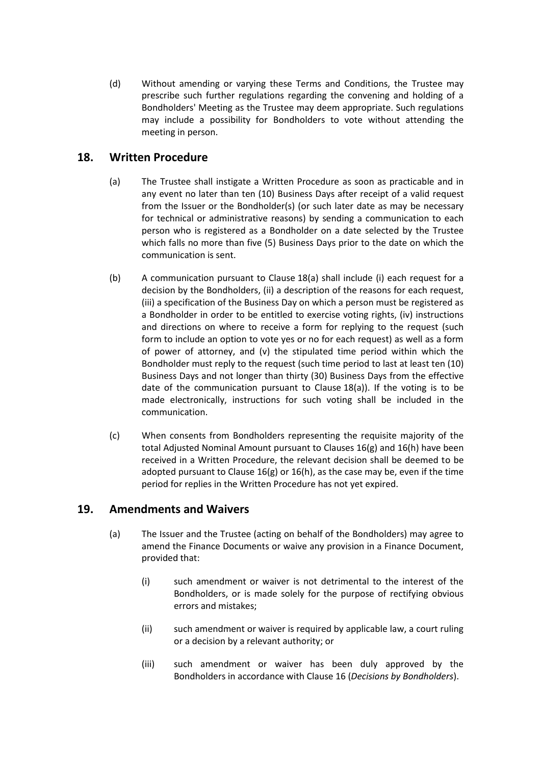(d) Without amending or varying these Terms and Conditions, the Trustee may prescribe such further regulations regarding the convening and holding of a Bondholders' Meeting as the Trustee may deem appropriate. Such regulations may include a possibility for Bondholders to vote without attending the meeting in person.

## 18. Written Procedure

(a) The Trustee shall instigate a Written Procedure as soon as practicable and in any event no later than ten (10) Business Days after receipt of a valid request from the Issuer or the Bondholder(s) (or such later date as may be necessary for technical or administrative reasons) by sending a communication to each person who is registered as a Bondholder on a date selected by the Trustee which falls no more than five (5) Business Days prior to the date on which the communication is sent.

(b) A communication pursuant to Clause 18(a) shall include (i) each request for a decision by the Bondholders, (ii) a description of the reasons for each request, (iii) a specification of the Business Day on which a person must be registered as a Bondholder in order to be entitled to exercise voting rights, (iv) instructions and directions on where to receive a form for replying to the request (such form to include an option to vote yes or no for each request) as well as a form of power of attorney, and (v) the stipulated time period within which the Bondholder must reply to the request (such time period to last at least ten (10) Business Days and not longer than thirty (30) Business Days from the effective date of the communication pursuant to Clause 18(a)). If the voting is to be made electronically, instructions for such voting shall be included in the communication.

(c) When consents from Bondholders representing the requisite majority of the total Adjusted Nominal Amount pursuant to Clauses 16(g) and 16(h) have been received in a Written Procedure, the relevant decision shall be deemed to be adopted pursuant to Clause 16(g) or 16(h), as the case may be, even if the time period for replies in the Written Procedure has not yet expired.

## 19. Amendments and Waivers

(a) The Issuer and the Trustee (acting on behalf of the Bondholders) may agree to amend the Finance Documents or waive any provision in a Finance Document, provided that:

(i) such amendment or waiver is not detrimental to the interest of the Bondholders, or is made solely for the purpose of rectifying obvious errors and mistakes;

(ii) such amendment or waiver is required by applicable law, a court ruling or a decision by a relevant authority; or

(iii) such amendment or waiver has been duly approved by the Bondholders in accordance with Clause 16 (*Decisions by Bondholders*).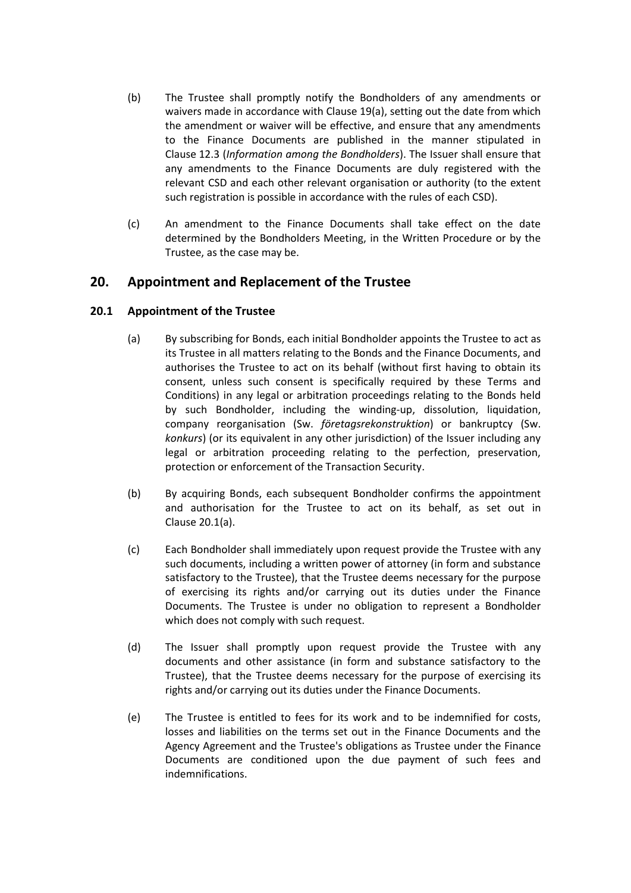(b) The Trustee shall promptly notify the Bondholders of any amendments or waivers made in accordance with Clause 19(a), setting out the date from which the amendment or waiver will be effective, and ensure that any amendments to the Finance Documents are published in the manner stipulated in Clause 12.3 (*Information among the Bondholders*). The Issuer shall ensure that any amendments to the Finance Documents are duly registered with the relevant CSD and each other relevant organisation or authority (to the extent such registration is possible in accordance with the rules of each CSD).

(c) An amendment to the Finance Documents shall take effect on the date determined by the Bondholders Meeting, in the Written Procedure or by the Trustee, as the case may be.

## 20. Appointment and Replacement of the Trustee

### 20.1 Appointment of the Trustee

(a) By subscribing for Bonds, each initial Bondholder appoints the Trustee to act as its Trustee in all matters relating to the Bonds and the Finance Documents, and authorises the Trustee to act on its behalf (without first having to obtain its consent, unless such consent is specifically required by these Terms and Conditions) in any legal or arbitration proceedings relating to the Bonds held by such Bondholder, including the winding-up, dissolution, liquidation, company reorganisation (Sw. *företagsrekonstruktion*) or bankruptcy (Sw. *konkurs*) (or its equivalent in any other jurisdiction) of the Issuer including any legal or arbitration proceeding relating to the perfection, preservation, protection or enforcement of the Transaction Security.

(b) By acquiring Bonds, each subsequent Bondholder confirms the appointment and authorisation for the Trustee to act on its behalf, as set out in Clause 20.1(a).

(c) Each Bondholder shall immediately upon request provide the Trustee with any such documents, including a written power of attorney (in form and substance satisfactory to the Trustee), that the Trustee deems necessary for the purpose of exercising its rights and/or carrying out its duties under the Finance Documents. The Trustee is under no obligation to represent a Bondholder which does not comply with such request.

(d) The Issuer shall promptly upon request provide the Trustee with any documents and other assistance (in form and substance satisfactory to the Trustee), that the Trustee deems necessary for the purpose of exercising its rights and/or carrying out its duties under the Finance Documents.

(e) The Trustee is entitled to fees for its work and to be indemnified for costs, losses and liabilities on the terms set out in the Finance Documents and the Agency Agreement and the Trustee's obligations as Trustee under the Finance Documents are conditioned upon the due payment of such fees and indemnifications.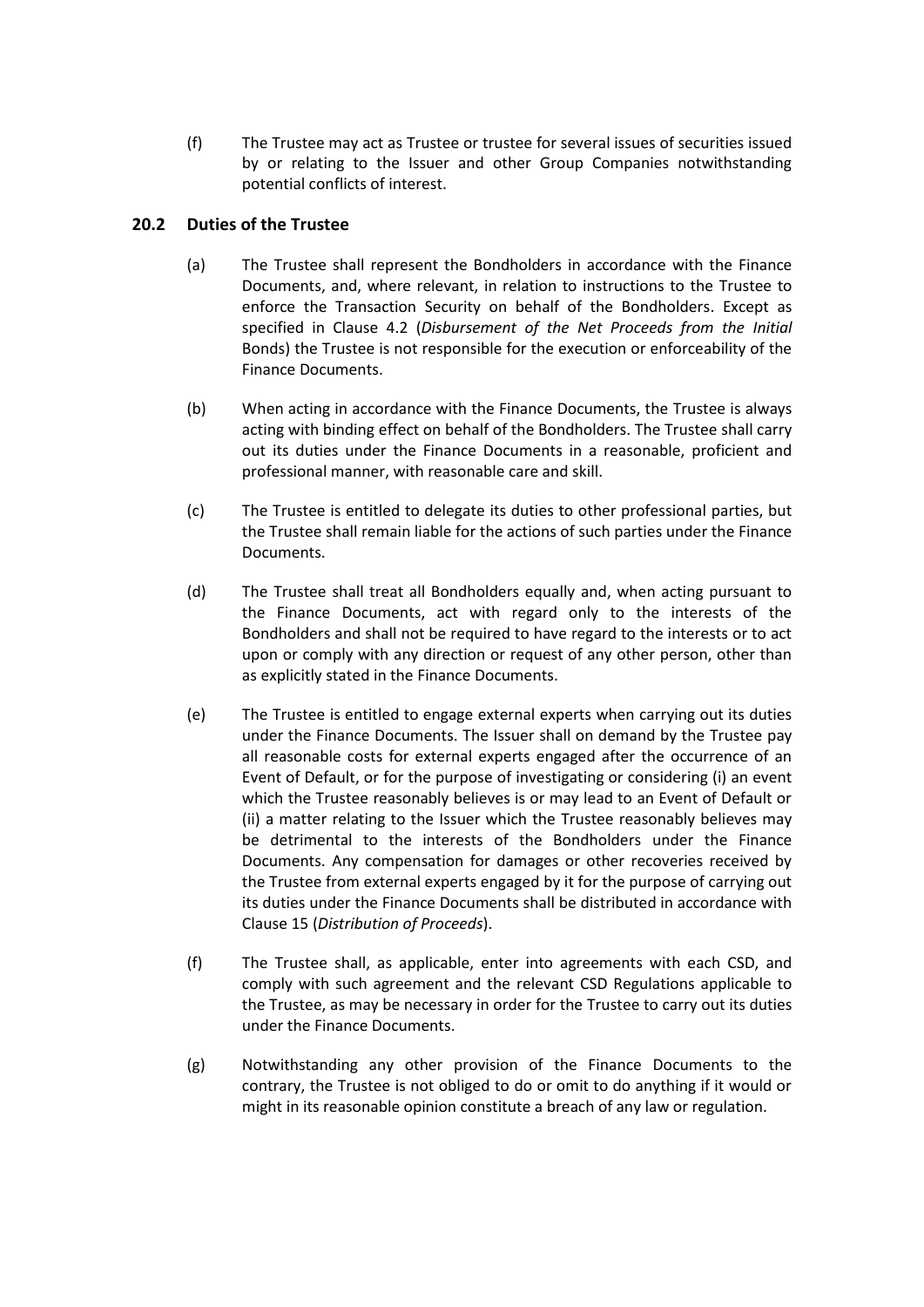(f) The Trustee may act as Trustee or trustee for several issues of securities issued by or relating to the Issuer and other Group Companies notwithstanding potential conflicts of interest.

### 20.2 Duties of the Trustee

(a) The Trustee shall represent the Bondholders in accordance with the Finance Documents, and, where relevant, in relation to instructions to the Trustee to enforce the Transaction Security on behalf of the Bondholders. Except as specified in Clause 4.2 (*Disbursement of the Net Proceeds from the Initial* Bonds) the Trustee is not responsible for the execution or enforceability of the Finance Documents.

(b) When acting in accordance with the Finance Documents, the Trustee is always acting with binding effect on behalf of the Bondholders. The Trustee shall carry out its duties under the Finance Documents in a reasonable, proficient and professional manner, with reasonable care and skill.

(c) The Trustee is entitled to delegate its duties to other professional parties, but the Trustee shall remain liable for the actions of such parties under the Finance Documents.

(d) The Trustee shall treat all Bondholders equally and, when acting pursuant to the Finance Documents, act with regard only to the interests of the Bondholders and shall not be required to have regard to the interests or to act upon or comply with any direction or request of any other person, other than as explicitly stated in the Finance Documents.

(e) The Trustee is entitled to engage external experts when carrying out its duties under the Finance Documents. The Issuer shall on demand by the Trustee pay all reasonable costs for external experts engaged after the occurrence of an Event of Default, or for the purpose of investigating or considering (i) an event which the Trustee reasonably believes is or may lead to an Event of Default or (ii) a matter relating to the Issuer which the Trustee reasonably believes may be detrimental to the interests of the Bondholders under the Finance Documents. Any compensation for damages or other recoveries received by the Trustee from external experts engaged by it for the purpose of carrying out its duties under the Finance Documents shall be distributed in accordance with Clause 15 (*Distribution of Proceeds*).

(f) The Trustee shall, as applicable, enter into agreements with each CSD, and comply with such agreement and the relevant CSD Regulations applicable to the Trustee, as may be necessary in order for the Trustee to carry out its duties under the Finance Documents.

(g) Notwithstanding any other provision of the Finance Documents to the contrary, the Trustee is not obliged to do or omit to do anything if it would or might in its reasonable opinion constitute a breach of any law or regulation.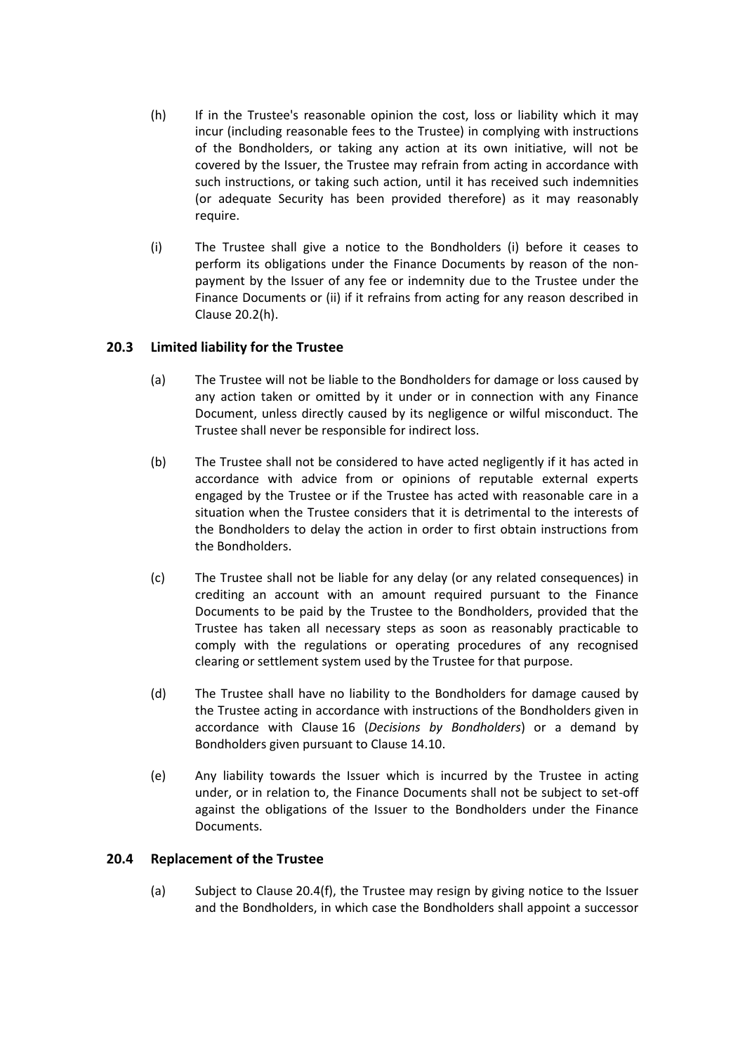(h) If in the Trustee's reasonable opinion the cost, loss or liability which it may incur (including reasonable fees to the Trustee) in complying with instructions of the Bondholders, or taking any action at its own initiative, will not be covered by the Issuer, the Trustee may refrain from acting in accordance with such instructions, or taking such action, until it has received such indemnities (or adequate Security has been provided therefore) as it may reasonably require.

(i) The Trustee shall give a notice to the Bondholders (i) before it ceases to perform its obligations under the Finance Documents by reason of the non-payment by the Issuer of any fee or indemnity due to the Trustee under the Finance Documents or (ii) if it refrains from acting for any reason described in Clause 20.2(h).

### 20.3 Limited liability for the Trustee

(a) The Trustee will not be liable to the Bondholders for damage or loss caused by any action taken or omitted by it under or in connection with any Finance Document, unless directly caused by its negligence or wilful misconduct. The Trustee shall never be responsible for indirect loss.

(b) The Trustee shall not be considered to have acted negligently if it has acted in accordance with advice from or opinions of reputable external experts engaged by the Trustee or if the Trustee has acted with reasonable care in a situation when the Trustee considers that it is detrimental to the interests of the Bondholders to delay the action in order to first obtain instructions from the Bondholders.

(c) The Trustee shall not be liable for any delay (or any related consequences) in crediting an account with an amount required pursuant to the Finance Documents to be paid by the Trustee to the Bondholders, provided that the Trustee has taken all necessary steps as soon as reasonably practicable to comply with the regulations or operating procedures of any recognised clearing or settlement system used by the Trustee for that purpose.

(d) The Trustee shall have no liability to the Bondholders for damage caused by the Trustee acting in accordance with instructions of the Bondholders given in accordance with Clause 16 (*Decisions by Bondholders*) or a demand by Bondholders given pursuant to Clause 14.10.

(e) Any liability towards the Issuer which is incurred by the Trustee in acting under, or in relation to, the Finance Documents shall not be subject to set-off against the obligations of the Issuer to the Bondholders under the Finance Documents.

### 20.4 Replacement of the Trustee

(a) Subject to Clause 20.4(f), the Trustee may resign by giving notice to the Issuer and the Bondholders, in which case the Bondholders shall appoint a successor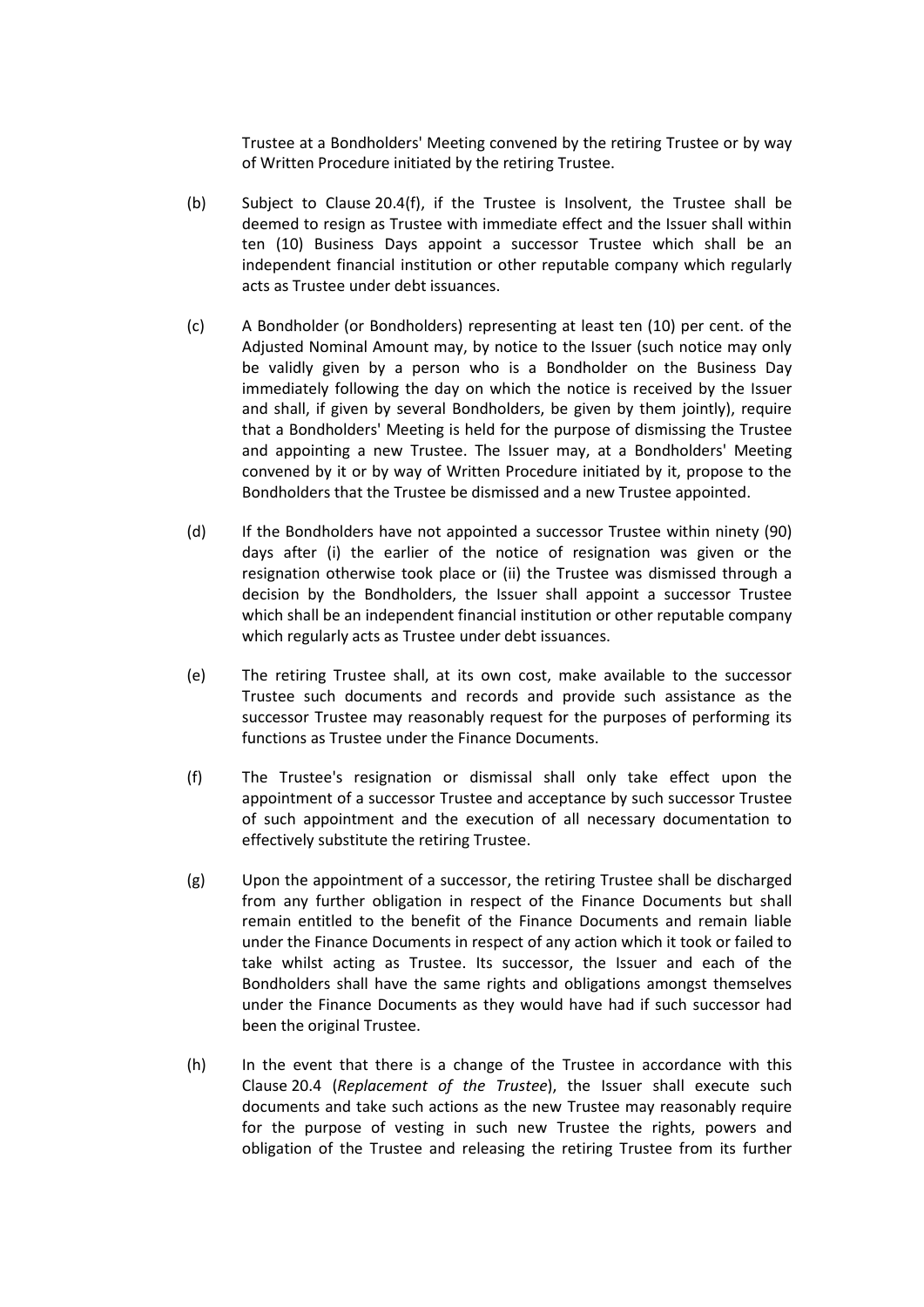Trustee at a Bondholders' Meeting convened by the retiring Trustee or by way of Written Procedure initiated by the retiring Trustee.

(b) Subject to Clause 20.4(f), if the Trustee is Insolvent, the Trustee shall be deemed to resign as Trustee with immediate effect and the Issuer shall within ten (10) Business Days appoint a successor Trustee which shall be an independent financial institution or other reputable company which regularly acts as Trustee under debt issuances.

(c) A Bondholder (or Bondholders) representing at least ten (10) per cent. of the Adjusted Nominal Amount may, by notice to the Issuer (such notice may only be validly given by a person who is a Bondholder on the Business Day immediately following the day on which the notice is received by the Issuer and shall, if given by several Bondholders, be given by them jointly), require that a Bondholders' Meeting is held for the purpose of dismissing the Trustee and appointing a new Trustee. The Issuer may, at a Bondholders' Meeting convened by it or by way of Written Procedure initiated by it, propose to the Bondholders that the Trustee be dismissed and a new Trustee appointed.

(d) If the Bondholders have not appointed a successor Trustee within ninety (90) days after (i) the earlier of the notice of resignation was given or the resignation otherwise took place or (ii) the Trustee was dismissed through a decision by the Bondholders, the Issuer shall appoint a successor Trustee which shall be an independent financial institution or other reputable company which regularly acts as Trustee under debt issuances.

(e) The retiring Trustee shall, at its own cost, make available to the successor Trustee such documents and records and provide such assistance as the successor Trustee may reasonably request for the purposes of performing its functions as Trustee under the Finance Documents.

(f) The Trustee's resignation or dismissal shall only take effect upon the appointment of a successor Trustee and acceptance by such successor Trustee of such appointment and the execution of all necessary documentation to effectively substitute the retiring Trustee.

(g) Upon the appointment of a successor, the retiring Trustee shall be discharged from any further obligation in respect of the Finance Documents but shall remain entitled to the benefit of the Finance Documents and remain liable under the Finance Documents in respect of any action which it took or failed to take whilst acting as Trustee. Its successor, the Issuer and each of the Bondholders shall have the same rights and obligations amongst themselves under the Finance Documents as they would have had if such successor had been the original Trustee.

(h) In the event that there is a change of the Trustee in accordance with this Clause 20.4 (*Replacement of the Trustee*), the Issuer shall execute such documents and take such actions as the new Trustee may reasonably require for the purpose of vesting in such new Trustee the rights, powers and obligation of the Trustee and releasing the retiring Trustee from its further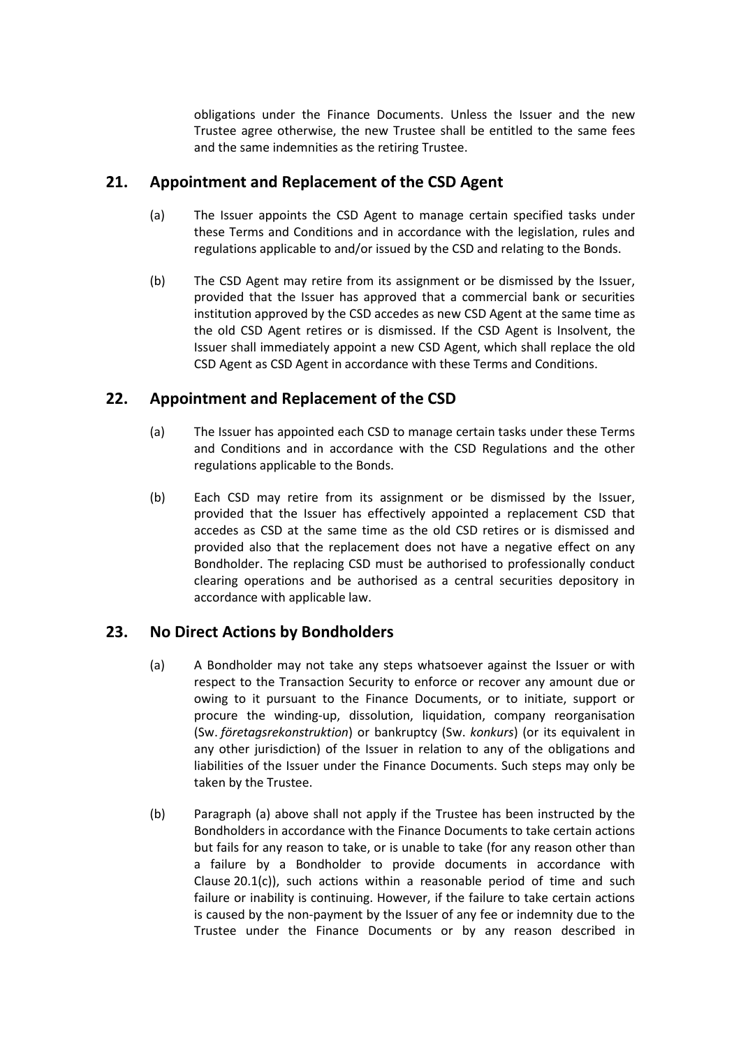obligations under the Finance Documents. Unless the Issuer and the new Trustee agree otherwise, the new Trustee shall be entitled to the same fees and the same indemnities as the retiring Trustee.

## 21. Appointment and Replacement of the CSD Agent

(a) The Issuer appoints the CSD Agent to manage certain specified tasks under these Terms and Conditions and in accordance with the legislation, rules and regulations applicable to and/or issued by the CSD and relating to the Bonds.

(b) The CSD Agent may retire from its assignment or be dismissed by the Issuer, provided that the Issuer has approved that a commercial bank or securities institution approved by the CSD accedes as new CSD Agent at the same time as the old CSD Agent retires or is dismissed. If the CSD Agent is Insolvent, the Issuer shall immediately appoint a new CSD Agent, which shall replace the old CSD Agent as CSD Agent in accordance with these Terms and Conditions.

## 22. Appointment and Replacement of the CSD

(a) The Issuer has appointed each CSD to manage certain tasks under these Terms and Conditions and in accordance with the CSD Regulations and the other regulations applicable to the Bonds.

(b) Each CSD may retire from its assignment or be dismissed by the Issuer, provided that the Issuer has effectively appointed a replacement CSD that accedes as CSD at the same time as the old CSD retires or is dismissed and provided also that the replacement does not have a negative effect on any Bondholder. The replacing CSD must be authorised to professionally conduct clearing operations and be authorised as a central securities depository in accordance with applicable law.

## 23. No Direct Actions by Bondholders

(a) A Bondholder may not take any steps whatsoever against the Issuer or with respect to the Transaction Security to enforce or recover any amount due or owing to it pursuant to the Finance Documents, or to initiate, support or procure the winding-up, dissolution, liquidation, company reorganisation (Sw. *företagsrekonstruktion*) or bankruptcy (Sw. *konkurs*) (or its equivalent in any other jurisdiction) of the Issuer in relation to any of the obligations and liabilities of the Issuer under the Finance Documents. Such steps may only be taken by the Trustee.

(b) Paragraph (a) above shall not apply if the Trustee has been instructed by the Bondholders in accordance with the Finance Documents to take certain actions but fails for any reason to take, or is unable to take (for any reason other than a failure by a Bondholder to provide documents in accordance with Clause 20.1(c)), such actions within a reasonable period of time and such failure or inability is continuing. However, if the failure to take certain actions is caused by the non-payment by the Issuer of any fee or indemnity due to the Trustee under the Finance Documents or by any reason described in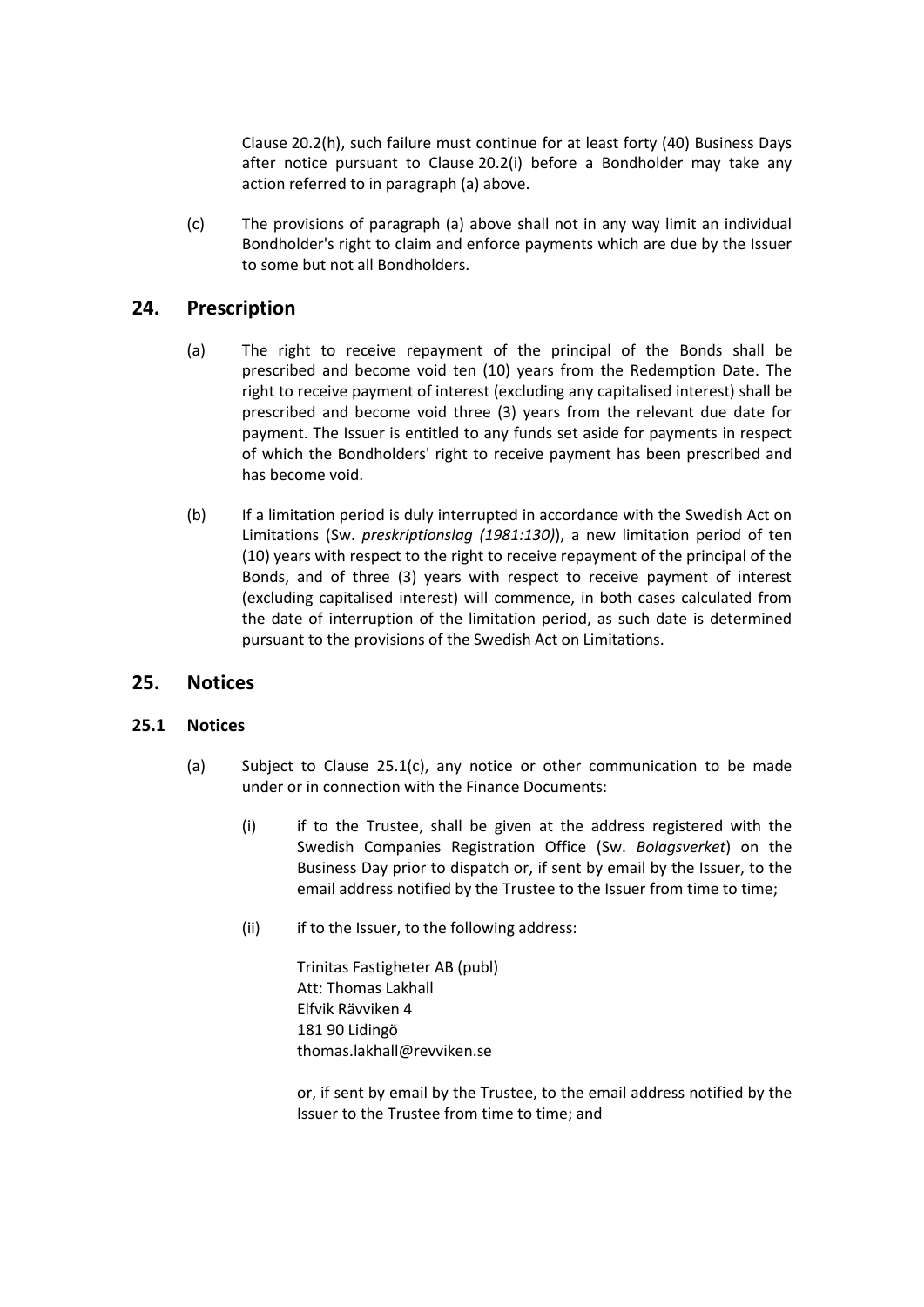Clause 20.2(h), such failure must continue for at least forty (40) Business Days after notice pursuant to Clause 20.2(i) before a Bondholder may take any action referred to in paragraph (a) above.

(c) The provisions of paragraph (a) above shall not in any way limit an individual Bondholder's right to claim and enforce payments which are due by the Issuer to some but not all Bondholders.

## 24. Prescription

(a) The right to receive repayment of the principal of the Bonds shall be prescribed and become void ten (10) years from the Redemption Date. The right to receive payment of interest (excluding any capitalised interest) shall be prescribed and become void three (3) years from the relevant due date for payment. The Issuer is entitled to any funds set aside for payments in respect of which the Bondholders' right to receive payment has been prescribed and has become void.

(b) If a limitation period is duly interrupted in accordance with the Swedish Act on Limitations (Sw. *preskriptionslag (1981:130)*), a new limitation period of ten (10) years with respect to the right to receive repayment of the principal of the Bonds, and of three (3) years with respect to receive payment of interest (excluding capitalised interest) will commence, in both cases calculated from the date of interruption of the limitation period, as such date is determined pursuant to the provisions of the Swedish Act on Limitations.

## 25. Notices

### 25.1 Notices

(a) Subject to Clause 25.1(c), any notice or other communication to be made under or in connection with the Finance Documents:

(i) if to the Trustee, shall be given at the address registered with the Swedish Companies Registration Office (Sw. *Bolagsverket*) on the Business Day prior to dispatch or, if sent by email by the Issuer, to the email address notified by the Trustee to the Issuer from time to time;

(ii) if to the Issuer, to the following address:

Trinitas Fastigheter AB (publ)
Att: Thomas Lakhall
Elfvik Rävviken 4
181 90 Lidingö
thomas.lakhall@revviken.se

or, if sent by email by the Trustee, to the email address notified by the Issuer to the Trustee from time to time; and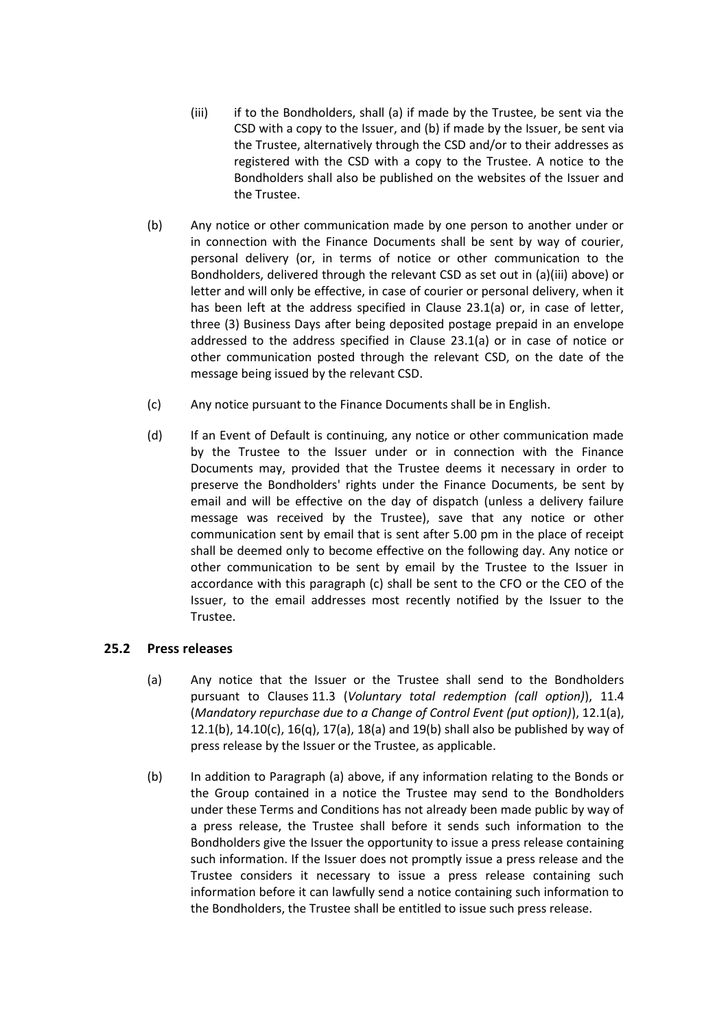(iii) if to the Bondholders, shall (a) if made by the Trustee, be sent via the CSD with a copy to the Issuer, and (b) if made by the Issuer, be sent via the Trustee, alternatively through the CSD and/or to their addresses as registered with the CSD with a copy to the Trustee. A notice to the Bondholders shall also be published on the websites of the Issuer and the Trustee.

(b) Any notice or other communication made by one person to another under or in connection with the Finance Documents shall be sent by way of courier, personal delivery (or, in terms of notice or other communication to the Bondholders, delivered through the relevant CSD as set out in (a)(iii) above) or letter and will only be effective, in case of courier or personal delivery, when it has been left at the address specified in Clause 23.1(a) or, in case of letter, three (3) Business Days after being deposited postage prepaid in an envelope addressed to the address specified in Clause 23.1(a) or in case of notice or other communication posted through the relevant CSD, on the date of the message being issued by the relevant CSD.

(c) Any notice pursuant to the Finance Documents shall be in English.

(d) If an Event of Default is continuing, any notice or other communication made by the Trustee to the Issuer under or in connection with the Finance Documents may, provided that the Trustee deems it necessary in order to preserve the Bondholders' rights under the Finance Documents, be sent by email and will be effective on the day of dispatch (unless a delivery failure message was received by the Trustee), save that any notice or other communication sent by email that is sent after 5.00 pm in the place of receipt shall be deemed only to become effective on the following day. Any notice or other communication to be sent by email by the Trustee to the Issuer in accordance with this paragraph (c) shall be sent to the CFO or the CEO of the Issuer, to the email addresses most recently notified by the Issuer to the Trustee.

### 25.2 Press releases

(a) Any notice that the Issuer or the Trustee shall send to the Bondholders pursuant to Clauses 11.3 (*Voluntary total redemption (call option)*), 11.4 (*Mandatory repurchase due to a Change of Control Event (put option)*), 12.1(a), 12.1(b), 14.10(c), 16(q), 17(a), 18(a) and 19(b) shall also be published by way of press release by the Issuer or the Trustee, as applicable.

(b) In addition to Paragraph (a) above, if any information relating to the Bonds or the Group contained in a notice the Trustee may send to the Bondholders under these Terms and Conditions has not already been made public by way of a press release, the Trustee shall before it sends such information to the Bondholders give the Issuer the opportunity to issue a press release containing such information. If the Issuer does not promptly issue a press release and the Trustee considers it necessary to issue a press release containing such information before it can lawfully send a notice containing such information to the Bondholders, the Trustee shall be entitled to issue such press release.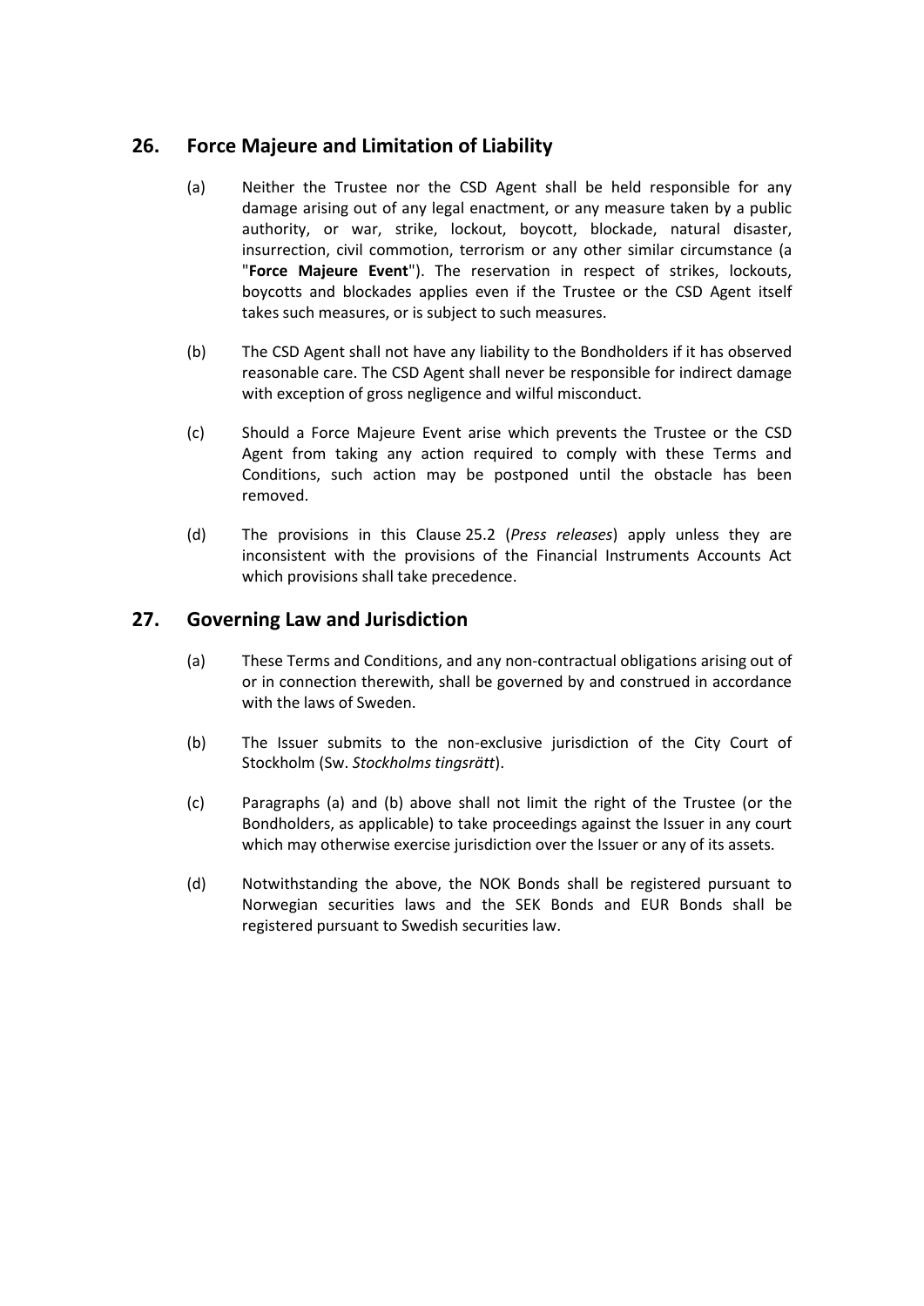## 26. Force Majeure and Limitation of Liability

(a) Neither the Trustee nor the CSD Agent shall be held responsible for any damage arising out of any legal enactment, or any measure taken by a public authority, or war, strike, lockout, boycott, blockade, natural disaster, insurrection, civil commotion, terrorism or any other similar circumstance (a "**Force Majeure Event**"). The reservation in respect of strikes, lockouts, boycotts and blockades applies even if the Trustee or the CSD Agent itself takes such measures, or is subject to such measures.

(b) The CSD Agent shall not have any liability to the Bondholders if it has observed reasonable care. The CSD Agent shall never be responsible for indirect damage with exception of gross negligence and wilful misconduct.

(c) Should a Force Majeure Event arise which prevents the Trustee or the CSD Agent from taking any action required to comply with these Terms and Conditions, such action may be postponed until the obstacle has been removed.

(d) The provisions in this Clause 25.2 (*Press releases*) apply unless they are inconsistent with the provisions of the Financial Instruments Accounts Act which provisions shall take precedence.

## 27. Governing Law and Jurisdiction

(a) These Terms and Conditions, and any non-contractual obligations arising out of or in connection therewith, shall be governed by and construed in accordance with the laws of Sweden.

(b) The Issuer submits to the non-exclusive jurisdiction of the City Court of Stockholm (Sw. *Stockholms tingsrätt*).

(c) Paragraphs (a) and (b) above shall not limit the right of the Trustee (or the Bondholders, as applicable) to take proceedings against the Issuer in any court which may otherwise exercise jurisdiction over the Issuer or any of its assets.

(d) Notwithstanding the above, the NOK Bonds shall be registered pursuant to Norwegian securities laws and the SEK Bonds and EUR Bonds shall be registered pursuant to Swedish securities law.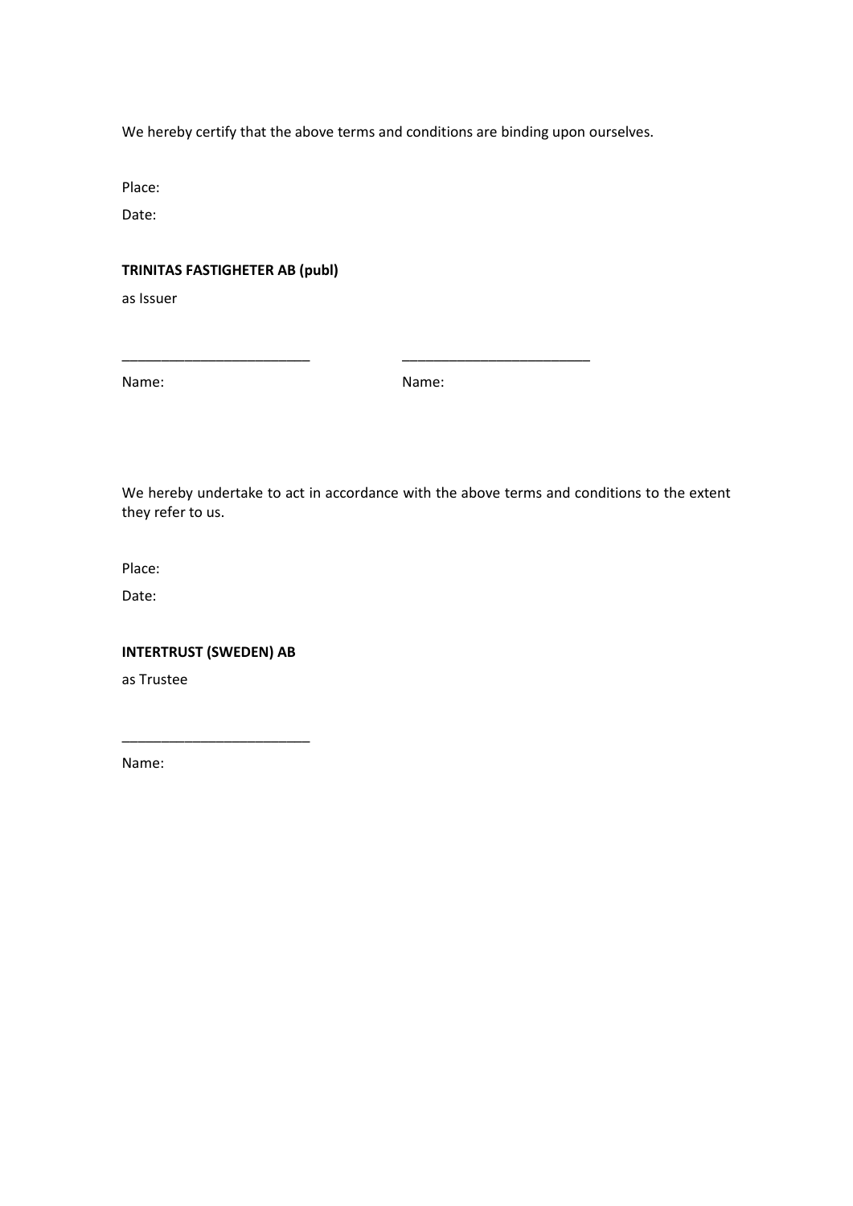We hereby certify that the above terms and conditions are binding upon ourselves.

Place:

Date:

**TRINITAS FASTIGHETER AB (publ)**

as Issuer

\_\_\_\_\_\_\_\_\_\_\_\_\_\_\_\_\_\_\_\_\_\_\_\_\_ \_\_\_\_\_\_\_\_\_\_\_\_\_\_\_\_\_\_\_\_\_\_\_\_\_

Name: Name:

We hereby undertake to act in accordance with the above terms and conditions to the extent they refer to us.

Place:

Date:

**INTERTRUST (SWEDEN) AB**

as Trustee

\_\_\_\_\_\_\_\_\_\_\_\_\_\_\_\_\_\_\_\_\_\_\_\_\_

Name: